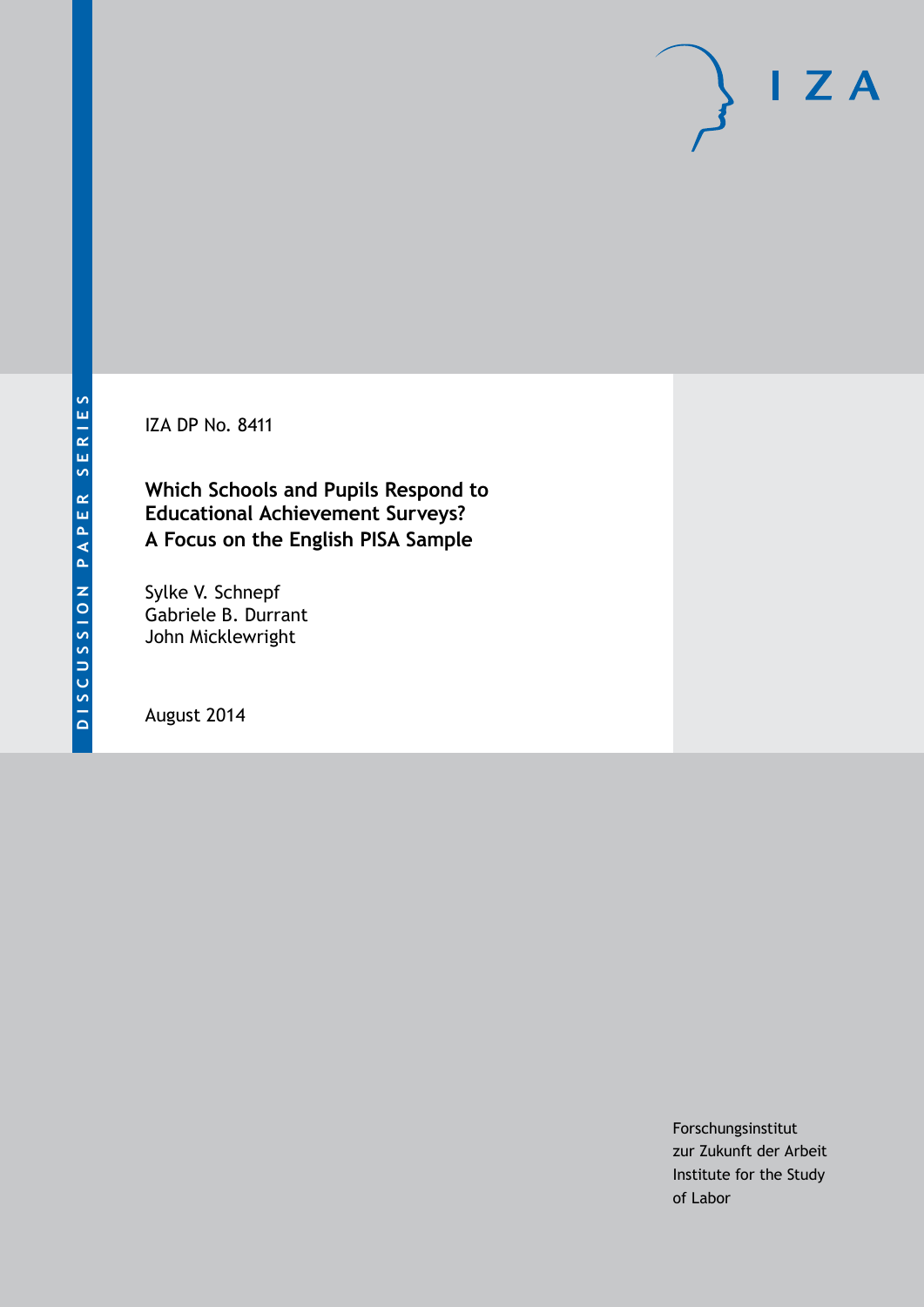DISCUSSION PAPER SERIES

IZA

IZA DP No. 8411

# Which Schools and Pupils Respond to Educational Achievement Surveys? A Focus on the English PISA Sample

Sylke V. Schnepf
Gabriele B. Durrant
John Micklewright

August 2014

Forschungsinstitut
zur Zukunft der Arbeit
Institute for the Study
of Labor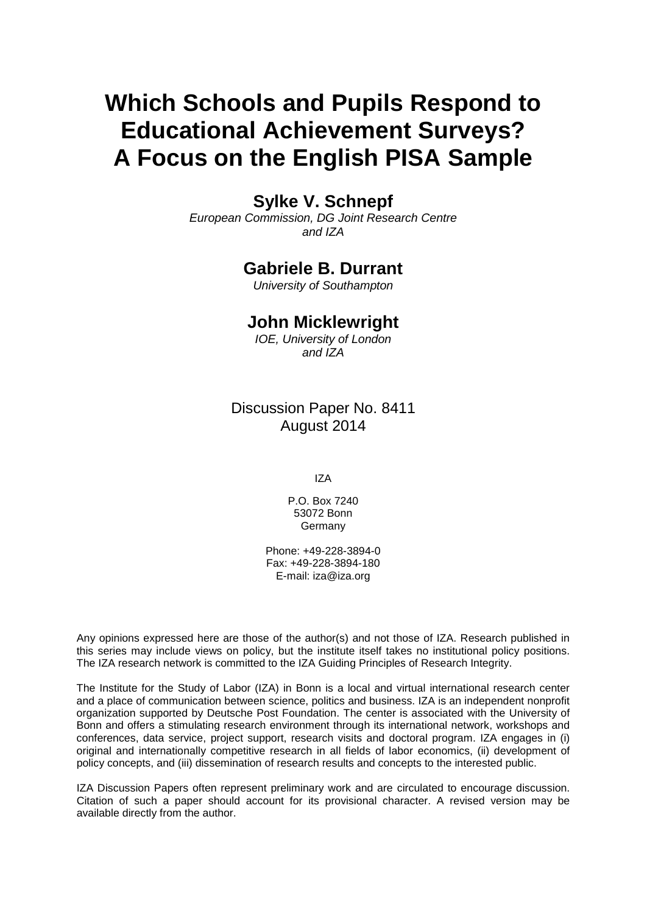# Which Schools and Pupils Respond to Educational Achievement Surveys? A Focus on the English PISA Sample

## Sylke V. Schnepf

*European Commission, DG Joint Research Centre and IZA*

## Gabriele B. Durrant

*University of Southampton*

## John Micklewright

*IOE, University of London and IZA*

Discussion Paper No. 8411
August 2014

IZA

P.O. Box 7240
53072 Bonn
Germany

Phone: +49-228-3894-0
Fax: +49-228-3894-180
E-mail: iza@iza.org

Any opinions expressed here are those of the author(s) and not those of IZA. Research published in this series may include views on policy, but the institute itself takes no institutional policy positions. The IZA research network is committed to the IZA Guiding Principles of Research Integrity.

The Institute for the Study of Labor (IZA) in Bonn is a local and virtual international research center and a place of communication between science, politics and business. IZA is an independent nonprofit organization supported by Deutsche Post Foundation. The center is associated with the University of Bonn and offers a stimulating research environment through its international network, workshops and conferences, data service, project support, research visits and doctoral program. IZA engages in (i) original and internationally competitive research in all fields of labor economics, (ii) development of policy concepts, and (iii) dissemination of research results and concepts to the interested public.

IZA Discussion Papers often represent preliminary work and are circulated to encourage discussion. Citation of such a paper should account for its provisional character. A revised version may be available directly from the author.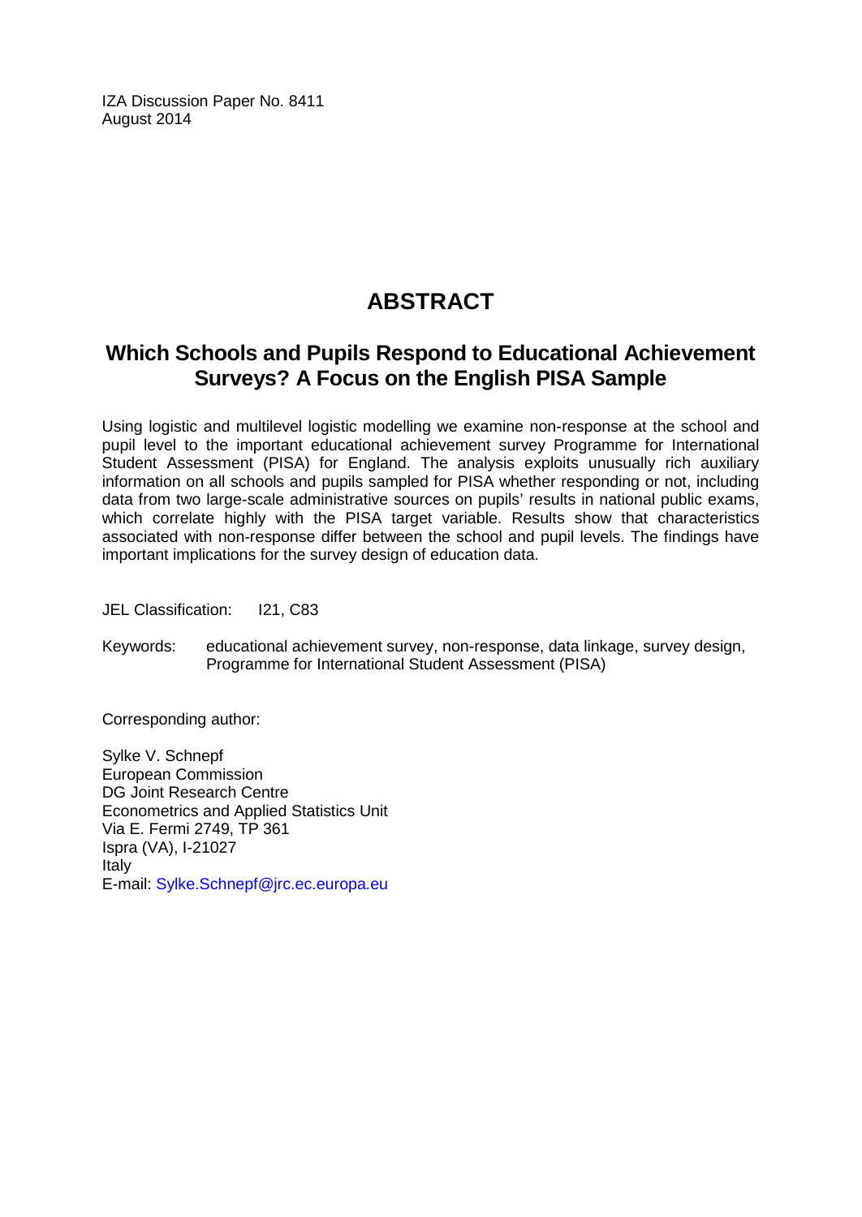IZA Discussion Paper No. 8411
August 2014

# ABSTRACT

## Which Schools and Pupils Respond to Educational Achievement Surveys? A Focus on the English PISA Sample

Using logistic and multilevel logistic modelling we examine non-response at the school and pupil level to the important educational achievement survey Programme for International Student Assessment (PISA) for England. The analysis exploits unusually rich auxiliary information on all schools and pupils sampled for PISA whether responding or not, including data from two large-scale administrative sources on pupils' results in national public exams, which correlate highly with the PISA target variable. Results show that characteristics associated with non-response differ between the school and pupil levels. The findings have important implications for the survey design of education data.

JEL Classification: I21, C83

Keywords: educational achievement survey, non-response, data linkage, survey design, Programme for International Student Assessment (PISA)

Corresponding author:

Sylke V. Schnepf
European Commission
DG Joint Research Centre
Econometrics and Applied Statistics Unit
Via E. Fermi 2749, TP 361
Ispra (VA), I-21027
Italy
E-mail: Sylke.Schnepf@jrc.ec.europa.eu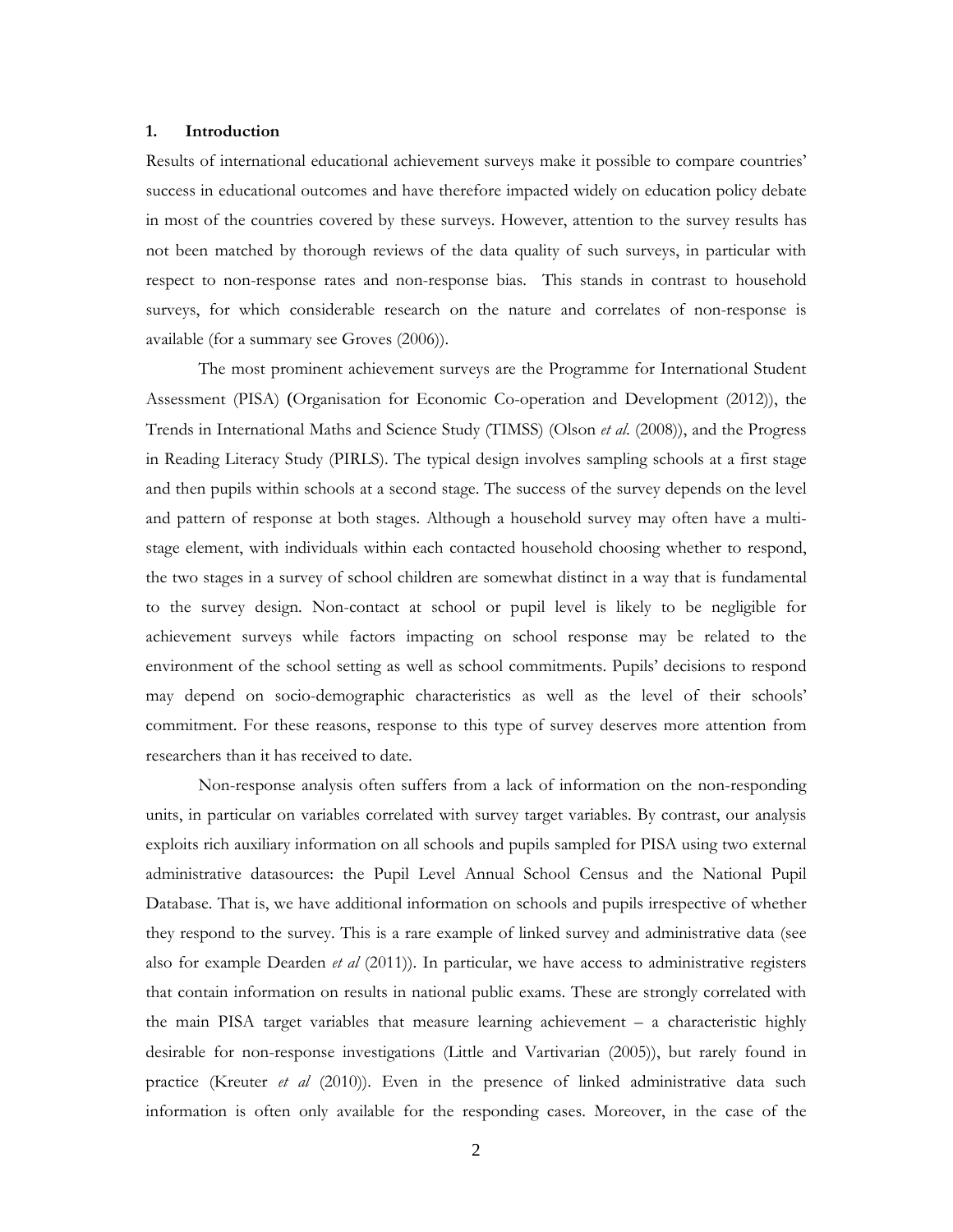## 1. Introduction

Results of international educational achievement surveys make it possible to compare countries' success in educational outcomes and have therefore impacted widely on education policy debate in most of the countries covered by these surveys. However, attention to the survey results has not been matched by thorough reviews of the data quality of such surveys, in particular with respect to non-response rates and non-response bias. This stands in contrast to household surveys, for which considerable research on the nature and correlates of non-response is available (for a summary see Groves (2006)).

The most prominent achievement surveys are the Programme for International Student Assessment (PISA) (Organisation for Economic Co-operation and Development (2012)), the Trends in International Maths and Science Study (TIMSS) (Olson *et al*. (2008)), and the Progress in Reading Literacy Study (PIRLS). The typical design involves sampling schools at a first stage and then pupils within schools at a second stage. The success of the survey depends on the level and pattern of response at both stages. Although a household survey may often have a multi-stage element, with individuals within each contacted household choosing whether to respond, the two stages in a survey of school children are somewhat distinct in a way that is fundamental to the survey design. Non-contact at school or pupil level is likely to be negligible for achievement surveys while factors impacting on school response may be related to the environment of the school setting as well as school commitments. Pupils' decisions to respond may depend on socio-demographic characteristics as well as the level of their schools' commitment. For these reasons, response to this type of survey deserves more attention from researchers than it has received to date.

Non-response analysis often suffers from a lack of information on the non-responding units, in particular on variables correlated with survey target variables. By contrast, our analysis exploits rich auxiliary information on all schools and pupils sampled for PISA using two external administrative datasources: the Pupil Level Annual School Census and the National Pupil Database. That is, we have additional information on schools and pupils irrespective of whether they respond to the survey. This is a rare example of linked survey and administrative data (see also for example Dearden *et al* (2011)). In particular, we have access to administrative registers that contain information on results in national public exams. These are strongly correlated with the main PISA target variables that measure learning achievement – a characteristic highly desirable for non-response investigations (Little and Vartivarian (2005)), but rarely found in practice (Kreuter *et al* (2010)). Even in the presence of linked administrative data such information is often only available for the responding cases. Moreover, in the case of the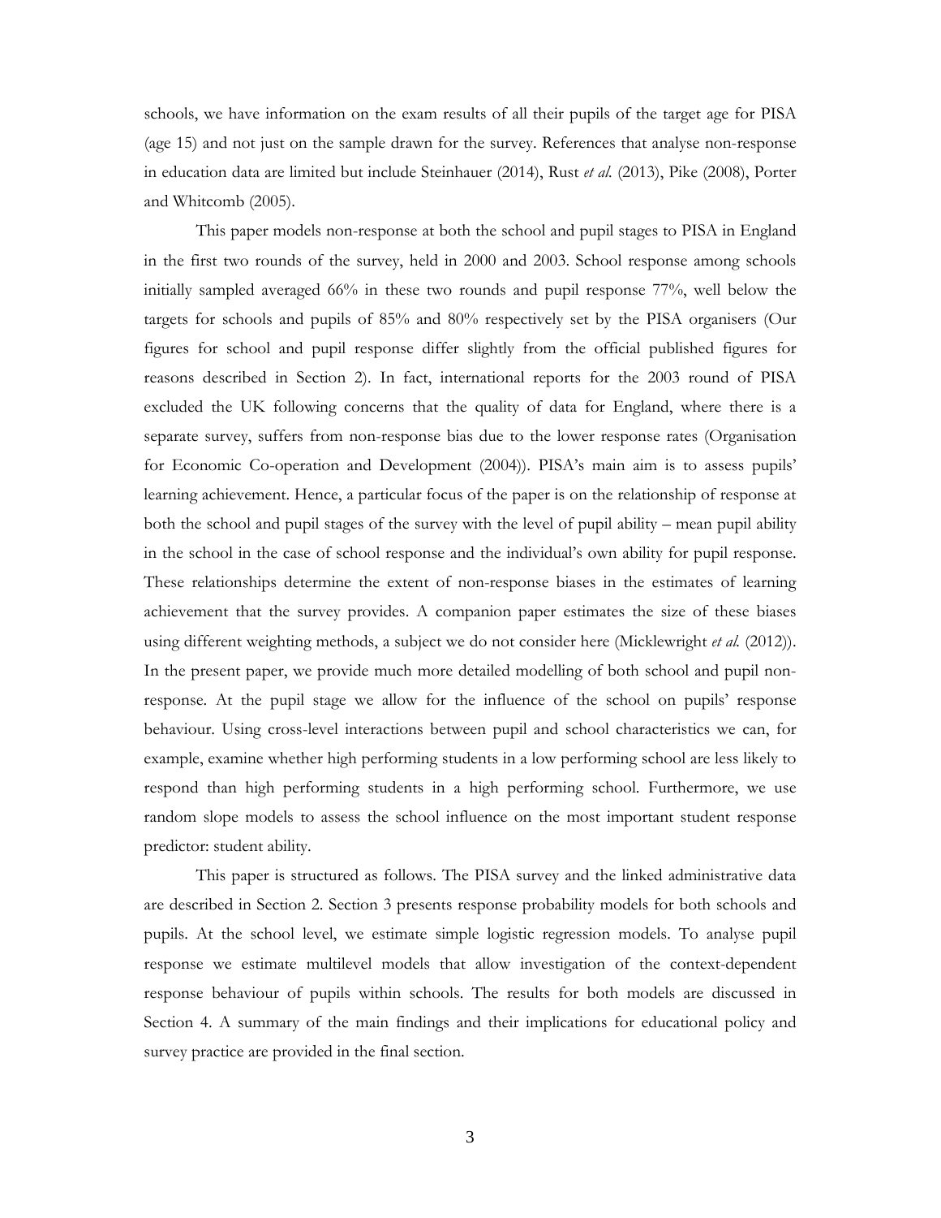schools, we have information on the exam results of all their pupils of the target age for PISA (age 15) and not just on the sample drawn for the survey. References that analyse non-response in education data are limited but include Steinhauer (2014), Rust *et al.* (2013), Pike (2008), Porter and Whitcomb (2005).

This paper models non-response at both the school and pupil stages to PISA in England in the first two rounds of the survey, held in 2000 and 2003. School response among schools initially sampled averaged 66% in these two rounds and pupil response 77%, well below the targets for schools and pupils of 85% and 80% respectively set by the PISA organisers (Our figures for school and pupil response differ slightly from the official published figures for reasons described in Section 2). In fact, international reports for the 2003 round of PISA excluded the UK following concerns that the quality of data for England, where there is a separate survey, suffers from non-response bias due to the lower response rates (Organisation for Economic Co-operation and Development (2004)). PISA's main aim is to assess pupils' learning achievement. Hence, a particular focus of the paper is on the relationship of response at both the school and pupil stages of the survey with the level of pupil ability – mean pupil ability in the school in the case of school response and the individual's own ability for pupil response. These relationships determine the extent of non-response biases in the estimates of learning achievement that the survey provides. A companion paper estimates the size of these biases using different weighting methods, a subject we do not consider here (Micklewright *et al.* (2012)). In the present paper, we provide much more detailed modelling of both school and pupil non-response. At the pupil stage we allow for the influence of the school on pupils' response behaviour. Using cross-level interactions between pupil and school characteristics we can, for example, examine whether high performing students in a low performing school are less likely to respond than high performing students in a high performing school. Furthermore, we use random slope models to assess the school influence on the most important student response predictor: student ability.

This paper is structured as follows. The PISA survey and the linked administrative data are described in Section 2. Section 3 presents response probability models for both schools and pupils. At the school level, we estimate simple logistic regression models. To analyse pupil response we estimate multilevel models that allow investigation of the context-dependent response behaviour of pupils within schools. The results for both models are discussed in Section 4. A summary of the main findings and their implications for educational policy and survey practice are provided in the final section.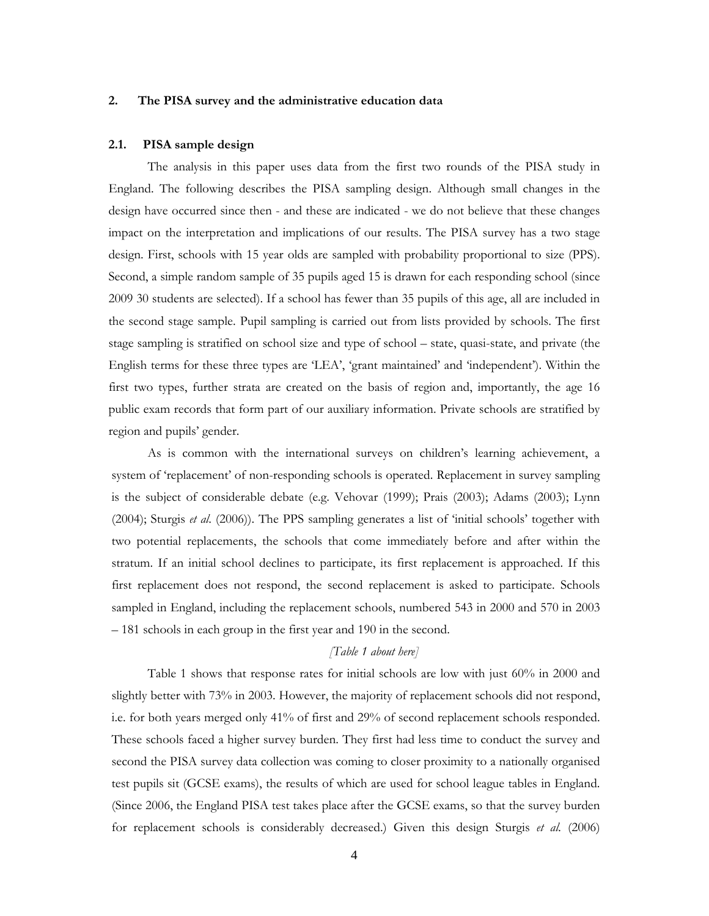## 2. The PISA survey and the administrative education data

### 2.1. PISA sample design

The analysis in this paper uses data from the first two rounds of the PISA study in England. The following describes the PISA sampling design. Although small changes in the design have occurred since then - and these are indicated - we do not believe that these changes impact on the interpretation and implications of our results. The PISA survey has a two stage design. First, schools with 15 year olds are sampled with probability proportional to size (PPS). Second, a simple random sample of 35 pupils aged 15 is drawn for each responding school (since 2009 30 students are selected). If a school has fewer than 35 pupils of this age, all are included in the second stage sample. Pupil sampling is carried out from lists provided by schools. The first stage sampling is stratified on school size and type of school – state, quasi-state, and private (the English terms for these three types are 'LEA', 'grant maintained' and 'independent'). Within the first two types, further strata are created on the basis of region and, importantly, the age 16 public exam records that form part of our auxiliary information. Private schools are stratified by region and pupils' gender.

As is common with the international surveys on children's learning achievement, a system of 'replacement' of non-responding schools is operated. Replacement in survey sampling is the subject of considerable debate (e.g. Vehovar (1999); Prais (2003); Adams (2003); Lynn (2004); Sturgis *et al*. (2006)). The PPS sampling generates a list of 'initial schools' together with two potential replacements, the schools that come immediately before and after within the stratum. If an initial school declines to participate, its first replacement is approached. If this first replacement does not respond, the second replacement is asked to participate. Schools sampled in England, including the replacement schools, numbered 543 in 2000 and 570 in 2003 – 181 schools in each group in the first year and 190 in the second.

*[Table 1 about here]*

Table 1 shows that response rates for initial schools are low with just 60% in 2000 and slightly better with 73% in 2003. However, the majority of replacement schools did not respond, i.e. for both years merged only 41% of first and 29% of second replacement schools responded. These schools faced a higher survey burden. They first had less time to conduct the survey and second the PISA survey data collection was coming to closer proximity to a nationally organised test pupils sit (GCSE exams), the results of which are used for school league tables in England. (Since 2006, the England PISA test takes place after the GCSE exams, so that the survey burden for replacement schools is considerably decreased.) Given this design Sturgis *et al.* (2006)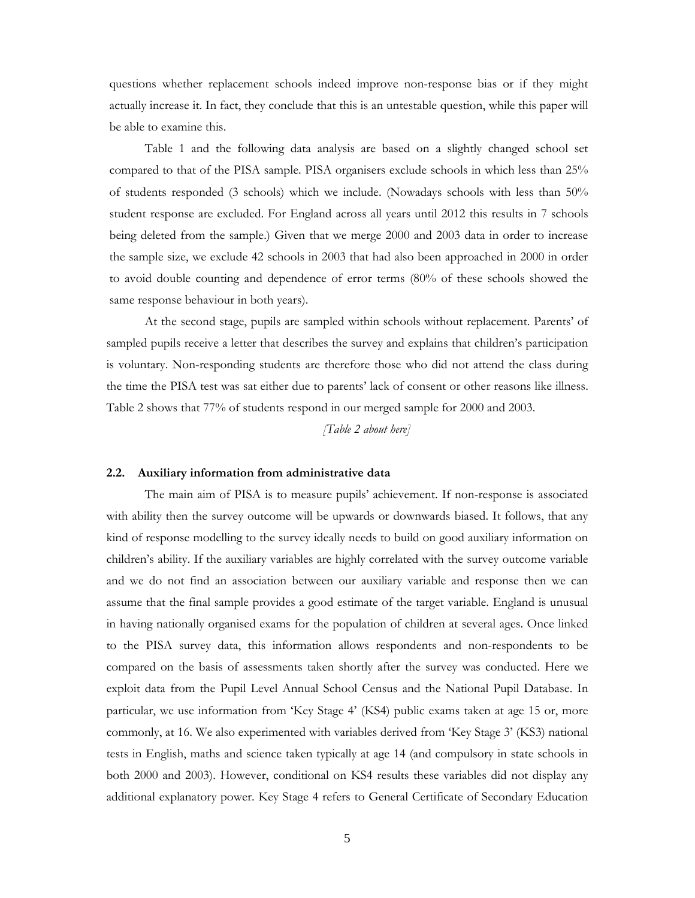questions whether replacement schools indeed improve non-response bias or if they might actually increase it. In fact, they conclude that this is an untestable question, while this paper will be able to examine this.

Table 1 and the following data analysis are based on a slightly changed school set compared to that of the PISA sample. PISA organisers exclude schools in which less than 25% of students responded (3 schools) which we include. (Nowadays schools with less than 50% student response are excluded. For England across all years until 2012 this results in 7 schools being deleted from the sample.) Given that we merge 2000 and 2003 data in order to increase the sample size, we exclude 42 schools in 2003 that had also been approached in 2000 in order to avoid double counting and dependence of error terms (80% of these schools showed the same response behaviour in both years).

At the second stage, pupils are sampled within schools without replacement. Parents' of sampled pupils receive a letter that describes the survey and explains that children's participation is voluntary. Non-responding students are therefore those who did not attend the class during the time the PISA test was sat either due to parents' lack of consent or other reasons like illness. Table 2 shows that 77% of students respond in our merged sample for 2000 and 2003.

*[Table 2 about here]*

### 2.2. Auxiliary information from administrative data

The main aim of PISA is to measure pupils' achievement. If non-response is associated with ability then the survey outcome will be upwards or downwards biased. It follows, that any kind of response modelling to the survey ideally needs to build on good auxiliary information on children's ability. If the auxiliary variables are highly correlated with the survey outcome variable and we do not find an association between our auxiliary variable and response then we can assume that the final sample provides a good estimate of the target variable. England is unusual in having nationally organised exams for the population of children at several ages. Once linked to the PISA survey data, this information allows respondents and non-respondents to be compared on the basis of assessments taken shortly after the survey was conducted. Here we exploit data from the Pupil Level Annual School Census and the National Pupil Database. In particular, we use information from 'Key Stage 4' (KS4) public exams taken at age 15 or, more commonly, at 16. We also experimented with variables derived from 'Key Stage 3' (KS3) national tests in English, maths and science taken typically at age 14 (and compulsory in state schools in both 2000 and 2003). However, conditional on KS4 results these variables did not display any additional explanatory power. Key Stage 4 refers to General Certificate of Secondary Education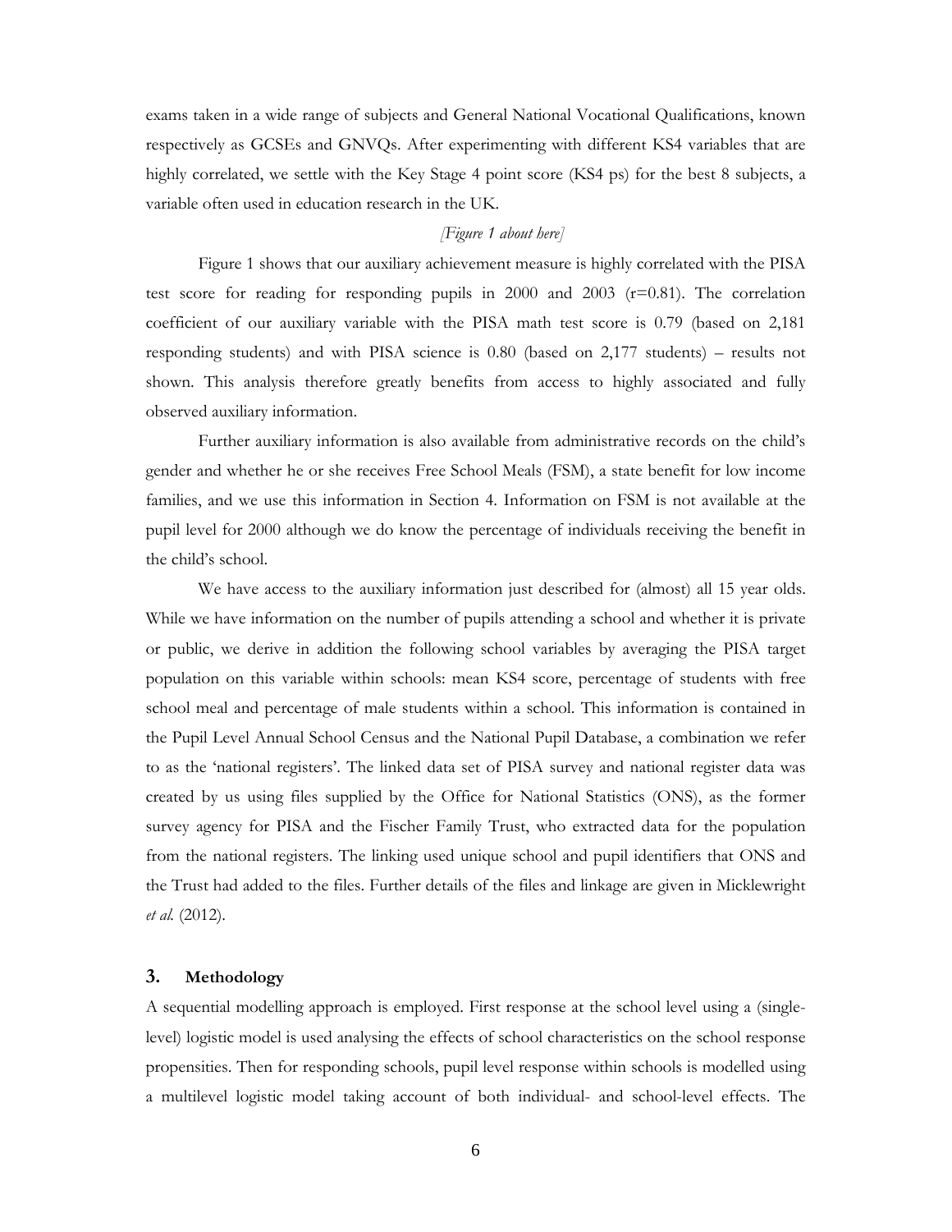exams taken in a wide range of subjects and General National Vocational Qualifications, known respectively as GCSEs and GNVQs. After experimenting with different KS4 variables that are highly correlated, we settle with the Key Stage 4 point score (KS4 ps) for the best 8 subjects, a variable often used in education research in the UK.

*[Figure 1 about here]*

Figure 1 shows that our auxiliary achievement measure is highly correlated with the PISA test score for reading for responding pupils in 2000 and 2003 (r=0.81). The correlation coefficient of our auxiliary variable with the PISA math test score is 0.79 (based on 2,181 responding students) and with PISA science is 0.80 (based on 2,177 students) – results not shown. This analysis therefore greatly benefits from access to highly associated and fully observed auxiliary information.

Further auxiliary information is also available from administrative records on the child's gender and whether he or she receives Free School Meals (FSM), a state benefit for low income families, and we use this information in Section 4. Information on FSM is not available at the pupil level for 2000 although we do know the percentage of individuals receiving the benefit in the child's school.

We have access to the auxiliary information just described for (almost) all 15 year olds. While we have information on the number of pupils attending a school and whether it is private or public, we derive in addition the following school variables by averaging the PISA target population on this variable within schools: mean KS4 score, percentage of students with free school meal and percentage of male students within a school. This information is contained in the Pupil Level Annual School Census and the National Pupil Database, a combination we refer to as the 'national registers'. The linked data set of PISA survey and national register data was created by us using files supplied by the Office for National Statistics (ONS), as the former survey agency for PISA and the Fischer Family Trust, who extracted data for the population from the national registers. The linking used unique school and pupil identifiers that ONS and the Trust had added to the files. Further details of the files and linkage are given in Micklewright *et al.* (2012).

## 3. Methodology

A sequential modelling approach is employed. First response at the school level using a (single-level) logistic model is used analysing the effects of school characteristics on the school response propensities. Then for responding schools, pupil level response within schools is modelled using a multilevel logistic model taking account of both individual- and school-level effects. The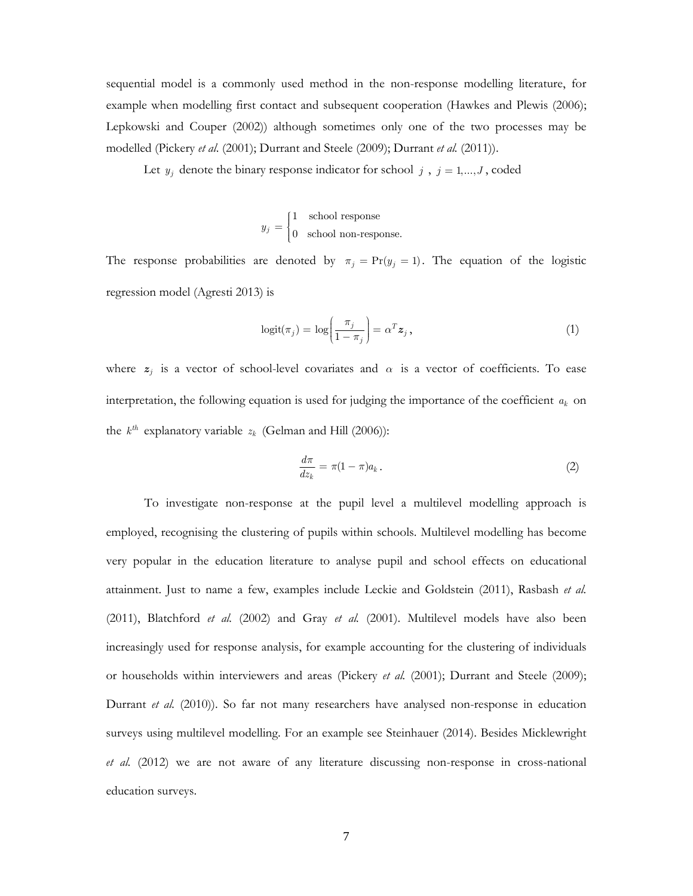sequential model is a commonly used method in the non-response modelling literature, for example when modelling first contact and subsequent cooperation (Hawkes and Plewis (2006); Lepkowski and Couper (2002)) although sometimes only one of the two processes may be modelled (Pickery *et al*. (2001); Durrant and Steele (2009); Durrant *et al.* (2011)).

Let $y_j$ denote the binary response indicator for school $j$ , $j = 1,...,J$ , coded

$$y_j = \begin{cases} 1 & \text{school response} \\ 0 & \text{school non-response.} \end{cases}$$

The response probabilities are denoted by $\pi_j = \Pr(y_j = 1)$. The equation of the logistic regression model (Agresti 2013) is

$$\text{logit}(\pi_j) = \log\left(\frac{\pi_j}{1 - \pi_j}\right) = \alpha^T \boldsymbol{z}_j \,, \tag{1}$$

where $\boldsymbol{z}_j$ is a vector of school-level covariates and $\alpha$ is a vector of coefficients. To ease interpretation, the following equation is used for judging the importance of the coefficient $a_k$ on the $k^{th}$ explanatory variable $z_k$ (Gelman and Hill (2006)):

$$\frac{d\pi}{dz_k} = \pi(1 - \pi)a_k \,. \tag{2}$$

To investigate non-response at the pupil level a multilevel modelling approach is employed, recognising the clustering of pupils within schools. Multilevel modelling has become very popular in the education literature to analyse pupil and school effects on educational attainment. Just to name a few, examples include Leckie and Goldstein (2011), Rasbash *et al.* (2011), Blatchford *et al.* (2002) and Gray *et al.* (2001). Multilevel models have also been increasingly used for response analysis, for example accounting for the clustering of individuals or households within interviewers and areas (Pickery *et al.* (2001); Durrant and Steele (2009); Durrant *et al.* (2010)). So far not many researchers have analysed non-response in education surveys using multilevel modelling. For an example see Steinhauer (2014). Besides Micklewright *et al.* (2012) we are not aware of any literature discussing non-response in cross-national education surveys.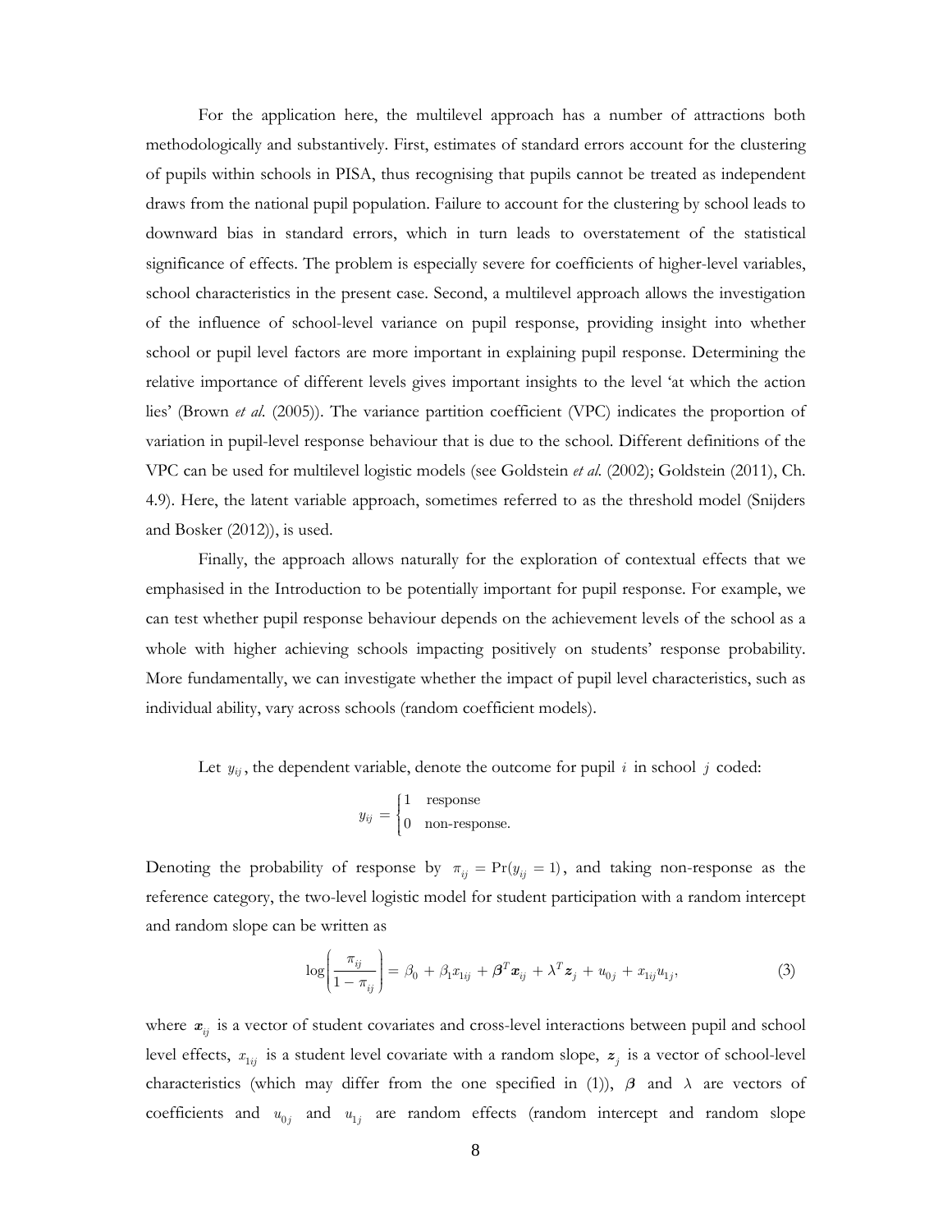For the application here, the multilevel approach has a number of attractions both methodologically and substantively. First, estimates of standard errors account for the clustering of pupils within schools in PISA, thus recognising that pupils cannot be treated as independent draws from the national pupil population. Failure to account for the clustering by school leads to downward bias in standard errors, which in turn leads to overstatement of the statistical significance of effects. The problem is especially severe for coefficients of higher-level variables, school characteristics in the present case. Second, a multilevel approach allows the investigation of the influence of school-level variance on pupil response, providing insight into whether school or pupil level factors are more important in explaining pupil response. Determining the relative importance of different levels gives important insights to the level 'at which the action lies' (Brown *et al.* (2005)). The variance partition coefficient (VPC) indicates the proportion of variation in pupil-level response behaviour that is due to the school. Different definitions of the VPC can be used for multilevel logistic models (see Goldstein *et al.* (2002); Goldstein (2011), Ch. 4.9). Here, the latent variable approach, sometimes referred to as the threshold model (Snijders and Bosker (2012)), is used.

Finally, the approach allows naturally for the exploration of contextual effects that we emphasised in the Introduction to be potentially important for pupil response. For example, we can test whether pupil response behaviour depends on the achievement levels of the school as a whole with higher achieving schools impacting positively on students' response probability. More fundamentally, we can investigate whether the impact of pupil level characteristics, such as individual ability, vary across schools (random coefficient models).

Let $y_{ij}$, the dependent variable, denote the outcome for pupil $i$ in school $j$ coded:

$$y_{ij} = \begin{cases} 1 & \text{response} \\ 0 & \text{non-response.} \end{cases}$$

Denoting the probability of response by $\pi_{ij} = \Pr(y_{ij} = 1)$, and taking non-response as the reference category, the two-level logistic model for student participation with a random intercept and random slope can be written as

$$\log\left(\frac{\pi_{ij}}{1-\pi_{ij}}\right) = \beta_0 + \beta_1 x_{1ij} + \boldsymbol{\beta}^T \boldsymbol{x}_{ij} + \lambda^T \boldsymbol{z}_j + u_{0j} + x_{1ij} u_{1j}, \tag{3}$$

where $\boldsymbol{x}_{ij}$ is a vector of student covariates and cross-level interactions between pupil and school level effects, $x_{1ij}$ is a student level covariate with a random slope, $\boldsymbol{z}_j$ is a vector of school-level characteristics (which may differ from the one specified in (1)), $\boldsymbol{\beta}$ and $\lambda$ are vectors of coefficients and $u_{0j}$ and $u_{1j}$ are random effects (random intercept and random slope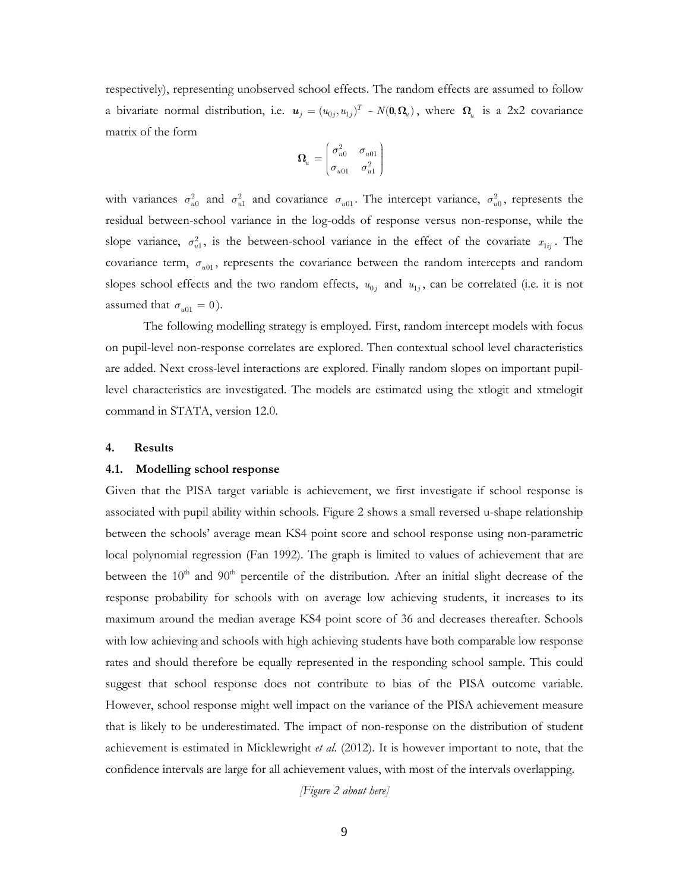respectively), representing unobserved school effects. The random effects are assumed to follow a bivariate normal distribution, i.e. $\boldsymbol{u}_j = (u_{0j}, u_{1j})^T \sim N(\boldsymbol{0}, \boldsymbol{\Omega}_u)$, where $\boldsymbol{\Omega}_u$ is a 2x2 covariance matrix of the form

$$\boldsymbol{\Omega}_u = \begin{pmatrix} \sigma^2_{u0} & \sigma_{u01} \\ \sigma_{u01} & \sigma^2_{u1} \end{pmatrix}$$

with variances $\sigma^2_{u0}$ and $\sigma^2_{u1}$ and covariance $\sigma_{u01}$. The intercept variance, $\sigma^2_{u0}$, represents the residual between-school variance in the log-odds of response versus non-response, while the slope variance, $\sigma^2_{u1}$, is the between-school variance in the effect of the covariate $x_{1ij}$. The covariance term, $\sigma_{u01}$, represents the covariance between the random intercepts and random slopes school effects and the two random effects, $u_{0j}$ and $u_{1j}$, can be correlated (i.e. it is not assumed that $\sigma_{u01} = 0$).

The following modelling strategy is employed. First, random intercept models with focus on pupil-level non-response correlates are explored. Then contextual school level characteristics are added. Next cross-level interactions are explored. Finally random slopes on important pupil-level characteristics are investigated. The models are estimated using the xtlogit and xtmelogit command in STATA, version 12.0.

## 4. Results

### 4.1. Modelling school response

Given that the PISA target variable is achievement, we first investigate if school response is associated with pupil ability within schools. Figure 2 shows a small reversed u-shape relationship between the schools' average mean KS4 point score and school response using non-parametric local polynomial regression (Fan 1992). The graph is limited to values of achievement that are between the 10th and 90th percentile of the distribution. After an initial slight decrease of the response probability for schools with on average low achieving students, it increases to its maximum around the median average KS4 point score of 36 and decreases thereafter. Schools with low achieving and schools with high achieving students have both comparable low response rates and should therefore be equally represented in the responding school sample. This could suggest that school response does not contribute to bias of the PISA outcome variable. However, school response might well impact on the variance of the PISA achievement measure that is likely to be underestimated. The impact of non-response on the distribution of student achievement is estimated in Micklewright *et al.* (2012). It is however important to note, that the confidence intervals are large for all achievement values, with most of the intervals overlapping.

*[Figure 2 about here]*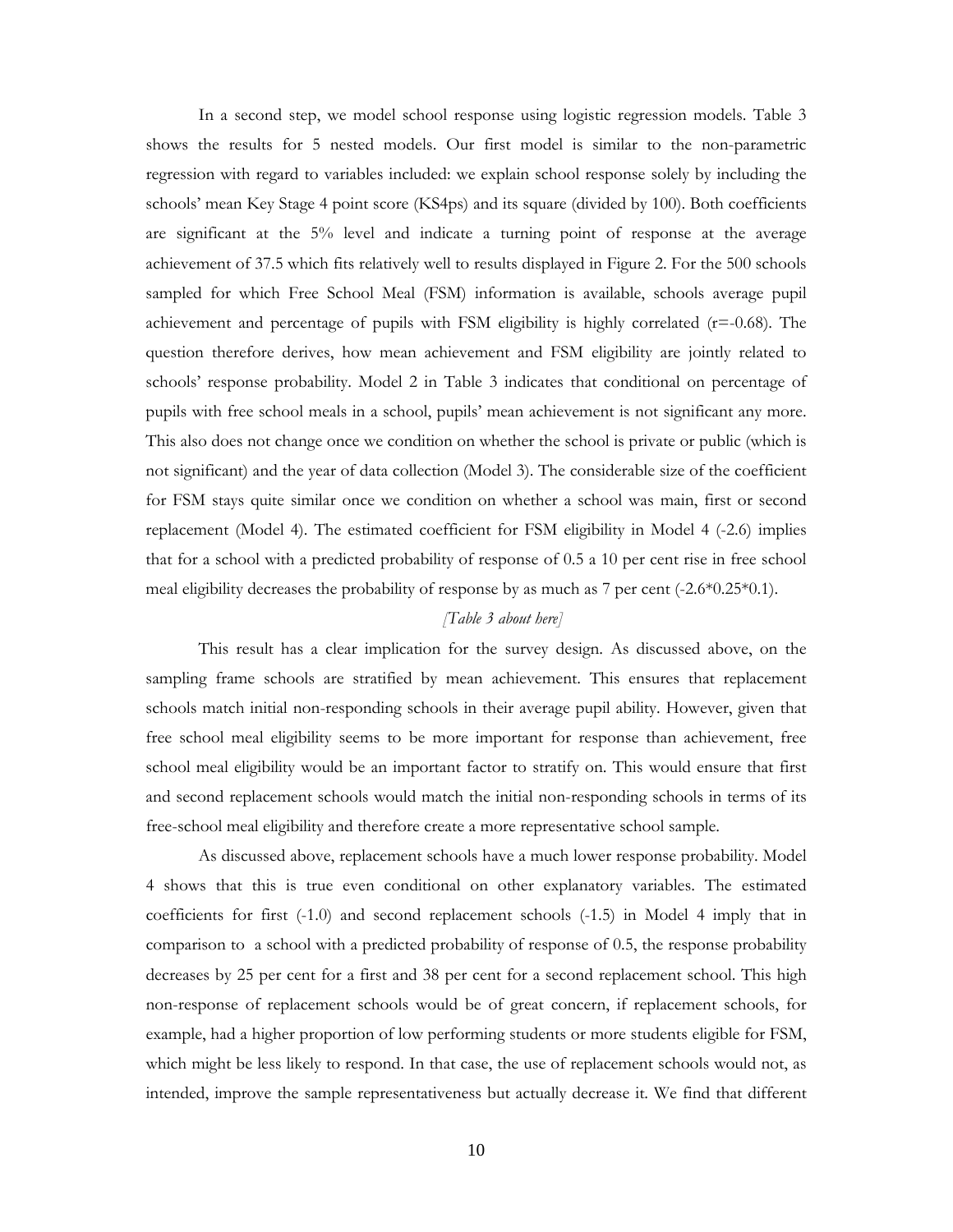In a second step, we model school response using logistic regression models. Table 3 shows the results for 5 nested models. Our first model is similar to the non-parametric regression with regard to variables included: we explain school response solely by including the schools' mean Key Stage 4 point score (KS4ps) and its square (divided by 100). Both coefficients are significant at the 5% level and indicate a turning point of response at the average achievement of 37.5 which fits relatively well to results displayed in Figure 2. For the 500 schools sampled for which Free School Meal (FSM) information is available, schools average pupil achievement and percentage of pupils with FSM eligibility is highly correlated (r=-0.68). The question therefore derives, how mean achievement and FSM eligibility are jointly related to schools' response probability. Model 2 in Table 3 indicates that conditional on percentage of pupils with free school meals in a school, pupils' mean achievement is not significant any more. This also does not change once we condition on whether the school is private or public (which is not significant) and the year of data collection (Model 3). The considerable size of the coefficient for FSM stays quite similar once we condition on whether a school was main, first or second replacement (Model 4). The estimated coefficient for FSM eligibility in Model 4 (-2.6) implies that for a school with a predicted probability of response of 0.5 a 10 per cent rise in free school meal eligibility decreases the probability of response by as much as 7 per cent (-2.6*0.25*0.1).

*[Table 3 about here]*

This result has a clear implication for the survey design. As discussed above, on the sampling frame schools are stratified by mean achievement. This ensures that replacement schools match initial non-responding schools in their average pupil ability. However, given that free school meal eligibility seems to be more important for response than achievement, free school meal eligibility would be an important factor to stratify on. This would ensure that first and second replacement schools would match the initial non-responding schools in terms of its free-school meal eligibility and therefore create a more representative school sample.

As discussed above, replacement schools have a much lower response probability. Model 4 shows that this is true even conditional on other explanatory variables. The estimated coefficients for first (-1.0) and second replacement schools (-1.5) in Model 4 imply that in comparison to a school with a predicted probability of response of 0.5, the response probability decreases by 25 per cent for a first and 38 per cent for a second replacement school. This high non-response of replacement schools would be of great concern, if replacement schools, for example, had a higher proportion of low performing students or more students eligible for FSM, which might be less likely to respond. In that case, the use of replacement schools would not, as intended, improve the sample representativeness but actually decrease it. We find that different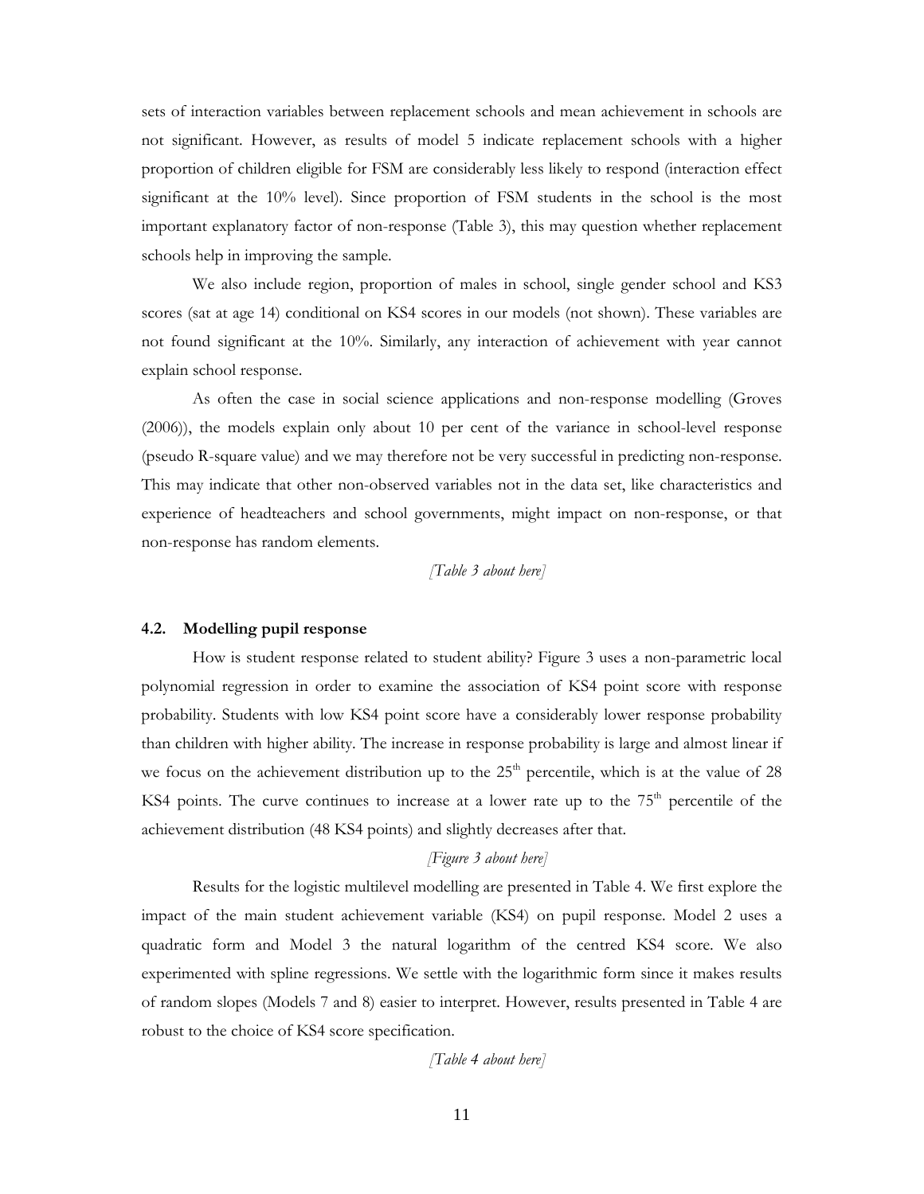sets of interaction variables between replacement schools and mean achievement in schools are not significant. However, as results of model 5 indicate replacement schools with a higher proportion of children eligible for FSM are considerably less likely to respond (interaction effect significant at the 10% level). Since proportion of FSM students in the school is the most important explanatory factor of non-response (Table 3), this may question whether replacement schools help in improving the sample.

We also include region, proportion of males in school, single gender school and KS3 scores (sat at age 14) conditional on KS4 scores in our models (not shown). These variables are not found significant at the 10%. Similarly, any interaction of achievement with year cannot explain school response.

As often the case in social science applications and non-response modelling (Groves (2006)), the models explain only about 10 per cent of the variance in school-level response (pseudo R-square value) and we may therefore not be very successful in predicting non-response. This may indicate that other non-observed variables not in the data set, like characteristics and experience of headteachers and school governments, might impact on non-response, or that non-response has random elements.

*[Table 3 about here]*

### 4.2. Modelling pupil response

How is student response related to student ability? Figure 3 uses a non-parametric local polynomial regression in order to examine the association of KS4 point score with response probability. Students with low KS4 point score have a considerably lower response probability than children with higher ability. The increase in response probability is large and almost linear if we focus on the achievement distribution up to the $25^{th}$ percentile, which is at the value of 28 KS4 points. The curve continues to increase at a lower rate up to the $75^{th}$ percentile of the achievement distribution (48 KS4 points) and slightly decreases after that.

*[Figure 3 about here]*

Results for the logistic multilevel modelling are presented in Table 4. We first explore the impact of the main student achievement variable (KS4) on pupil response. Model 2 uses a quadratic form and Model 3 the natural logarithm of the centred KS4 score. We also experimented with spline regressions. We settle with the logarithmic form since it makes results of random slopes (Models 7 and 8) easier to interpret. However, results presented in Table 4 are robust to the choice of KS4 score specification.

*[Table 4 about here]*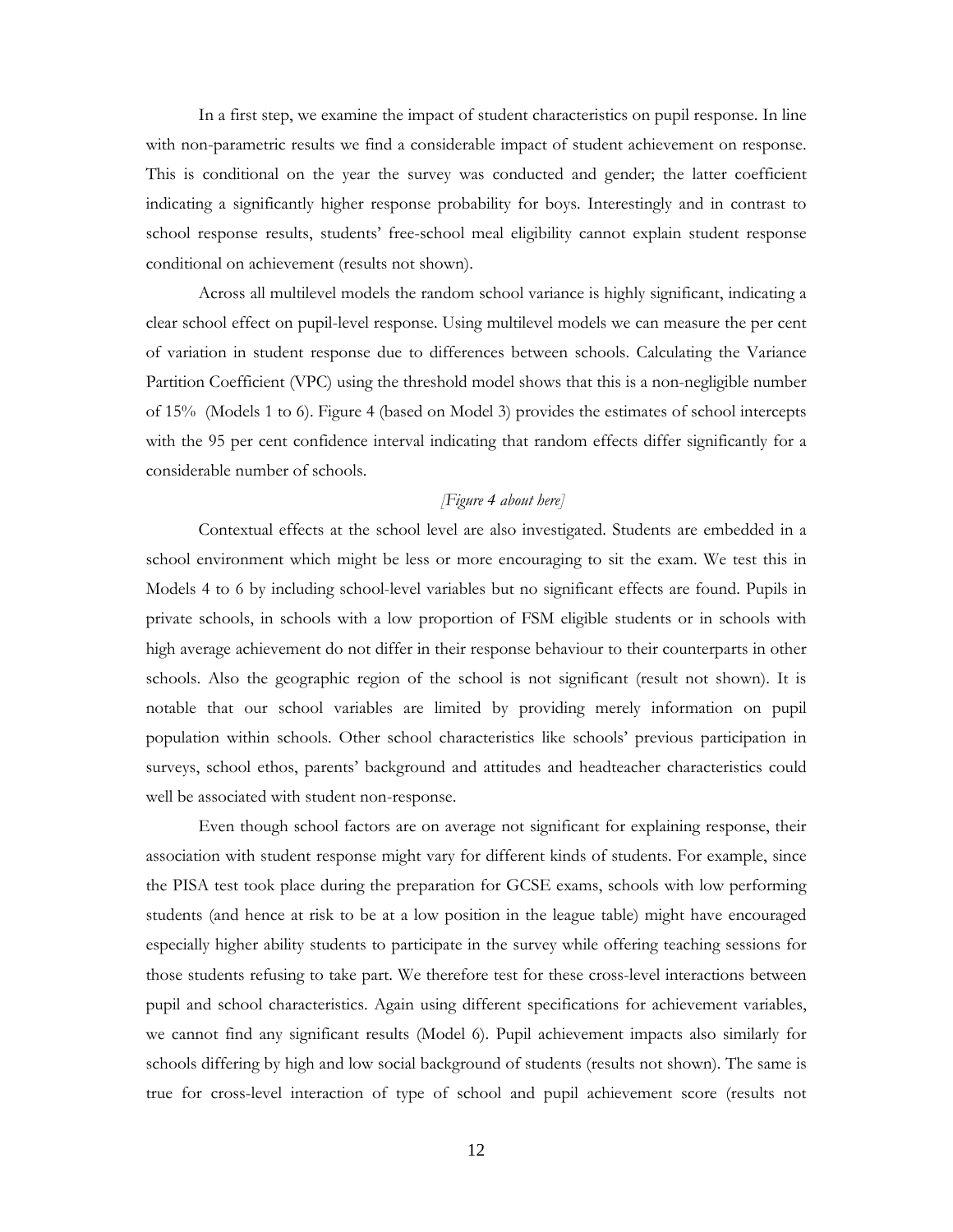In a first step, we examine the impact of student characteristics on pupil response. In line with non-parametric results we find a considerable impact of student achievement on response. This is conditional on the year the survey was conducted and gender; the latter coefficient indicating a significantly higher response probability for boys. Interestingly and in contrast to school response results, students' free-school meal eligibility cannot explain student response conditional on achievement (results not shown).

Across all multilevel models the random school variance is highly significant, indicating a clear school effect on pupil-level response. Using multilevel models we can measure the per cent of variation in student response due to differences between schools. Calculating the Variance Partition Coefficient (VPC) using the threshold model shows that this is a non-negligible number of 15% (Models 1 to 6). Figure 4 (based on Model 3) provides the estimates of school intercepts with the 95 per cent confidence interval indicating that random effects differ significantly for a considerable number of schools.

*[Figure 4 about here]*

Contextual effects at the school level are also investigated. Students are embedded in a school environment which might be less or more encouraging to sit the exam. We test this in Models 4 to 6 by including school-level variables but no significant effects are found. Pupils in private schools, in schools with a low proportion of FSM eligible students or in schools with high average achievement do not differ in their response behaviour to their counterparts in other schools. Also the geographic region of the school is not significant (result not shown). It is notable that our school variables are limited by providing merely information on pupil population within schools. Other school characteristics like schools' previous participation in surveys, school ethos, parents' background and attitudes and headteacher characteristics could well be associated with student non-response.

Even though school factors are on average not significant for explaining response, their association with student response might vary for different kinds of students. For example, since the PISA test took place during the preparation for GCSE exams, schools with low performing students (and hence at risk to be at a low position in the league table) might have encouraged especially higher ability students to participate in the survey while offering teaching sessions for those students refusing to take part. We therefore test for these cross-level interactions between pupil and school characteristics. Again using different specifications for achievement variables, we cannot find any significant results (Model 6). Pupil achievement impacts also similarly for schools differing by high and low social background of students (results not shown). The same is true for cross-level interaction of type of school and pupil achievement score (results not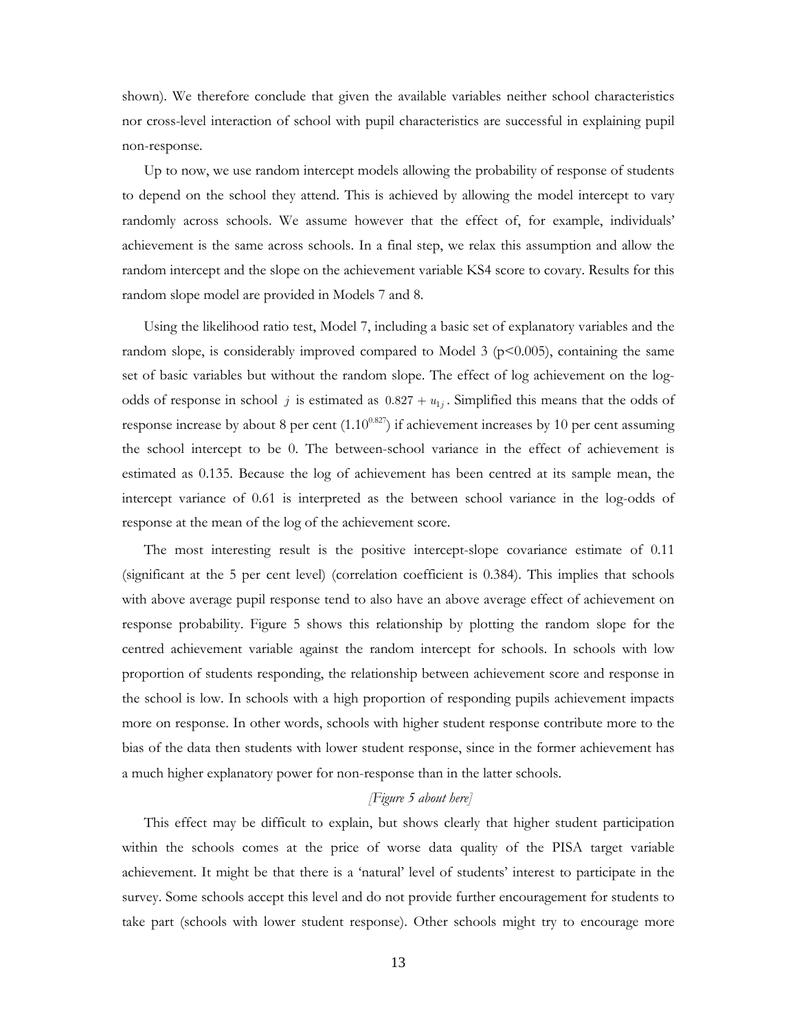shown). We therefore conclude that given the available variables neither school characteristics nor cross-level interaction of school with pupil characteristics are successful in explaining pupil non-response.

Up to now, we use random intercept models allowing the probability of response of students to depend on the school they attend. This is achieved by allowing the model intercept to vary randomly across schools. We assume however that the effect of, for example, individuals' achievement is the same across schools. In a final step, we relax this assumption and allow the random intercept and the slope on the achievement variable KS4 score to covary. Results for this random slope model are provided in Models 7 and 8.

Using the likelihood ratio test, Model 7, including a basic set of explanatory variables and the random slope, is considerably improved compared to Model 3 ($p<0.005$), containing the same set of basic variables but without the random slope. The effect of log achievement on the log-odds of response in school $j$ is estimated as $0.827 + u_{1j}$. Simplified this means that the odds of response increase by about 8 per cent ($1.10^{0.827}$) if achievement increases by 10 per cent assuming the school intercept to be 0. The between-school variance in the effect of achievement is estimated as 0.135. Because the log of achievement has been centred at its sample mean, the intercept variance of 0.61 is interpreted as the between school variance in the log-odds of response at the mean of the log of the achievement score.

The most interesting result is the positive intercept-slope covariance estimate of 0.11 (significant at the 5 per cent level) (correlation coefficient is 0.384). This implies that schools with above average pupil response tend to also have an above average effect of achievement on response probability. Figure 5 shows this relationship by plotting the random slope for the centred achievement variable against the random intercept for schools. In schools with low proportion of students responding, the relationship between achievement score and response in the school is low. In schools with a high proportion of responding pupils achievement impacts more on response. In other words, schools with higher student response contribute more to the bias of the data then students with lower student response, since in the former achievement has a much higher explanatory power for non-response than in the latter schools.

*[Figure 5 about here]*

This effect may be difficult to explain, but shows clearly that higher student participation within the schools comes at the price of worse data quality of the PISA target variable achievement. It might be that there is a 'natural' level of students' interest to participate in the survey. Some schools accept this level and do not provide further encouragement for students to take part (schools with lower student response). Other schools might try to encourage more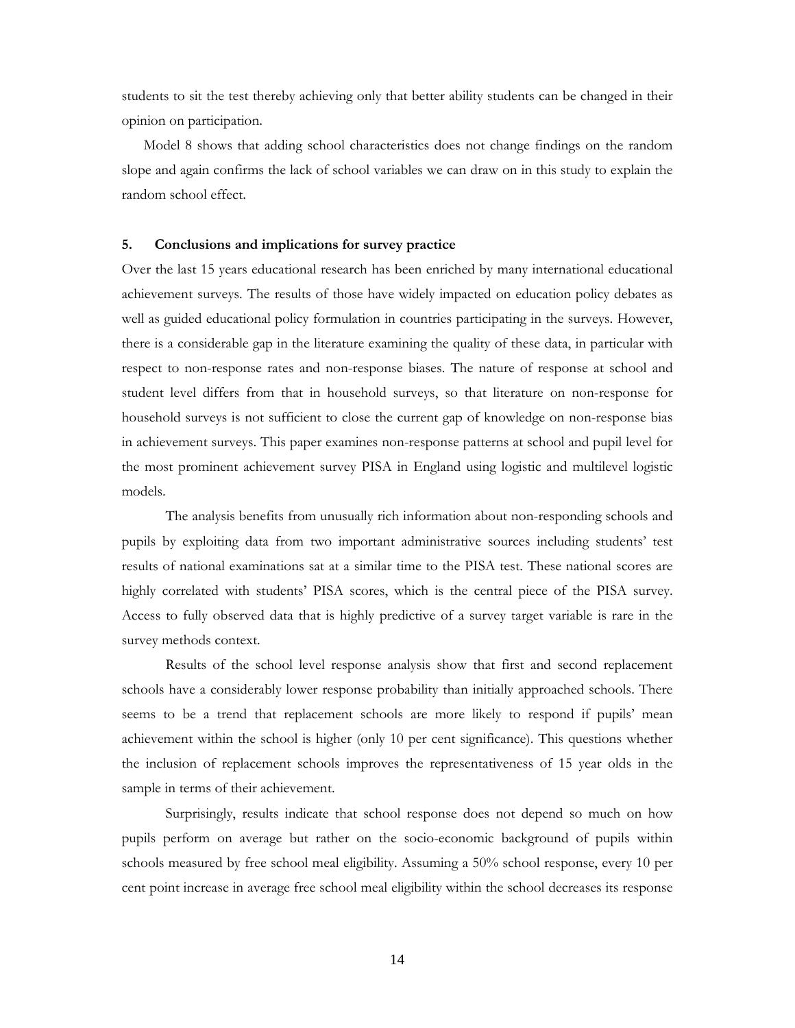students to sit the test thereby achieving only that better ability students can be changed in their opinion on participation.

Model 8 shows that adding school characteristics does not change findings on the random slope and again confirms the lack of school variables we can draw on in this study to explain the random school effect.

## 5. Conclusions and implications for survey practice

Over the last 15 years educational research has been enriched by many international educational achievement surveys. The results of those have widely impacted on education policy debates as well as guided educational policy formulation in countries participating in the surveys. However, there is a considerable gap in the literature examining the quality of these data, in particular with respect to non-response rates and non-response biases. The nature of response at school and student level differs from that in household surveys, so that literature on non-response for household surveys is not sufficient to close the current gap of knowledge on non-response bias in achievement surveys. This paper examines non-response patterns at school and pupil level for the most prominent achievement survey PISA in England using logistic and multilevel logistic models.

The analysis benefits from unusually rich information about non-responding schools and pupils by exploiting data from two important administrative sources including students' test results of national examinations sat at a similar time to the PISA test. These national scores are highly correlated with students' PISA scores, which is the central piece of the PISA survey. Access to fully observed data that is highly predictive of a survey target variable is rare in the survey methods context.

Results of the school level response analysis show that first and second replacement schools have a considerably lower response probability than initially approached schools. There seems to be a trend that replacement schools are more likely to respond if pupils' mean achievement within the school is higher (only 10 per cent significance). This questions whether the inclusion of replacement schools improves the representativeness of 15 year olds in the sample in terms of their achievement.

Surprisingly, results indicate that school response does not depend so much on how pupils perform on average but rather on the socio-economic background of pupils within schools measured by free school meal eligibility. Assuming a 50% school response, every 10 per cent point increase in average free school meal eligibility within the school decreases its response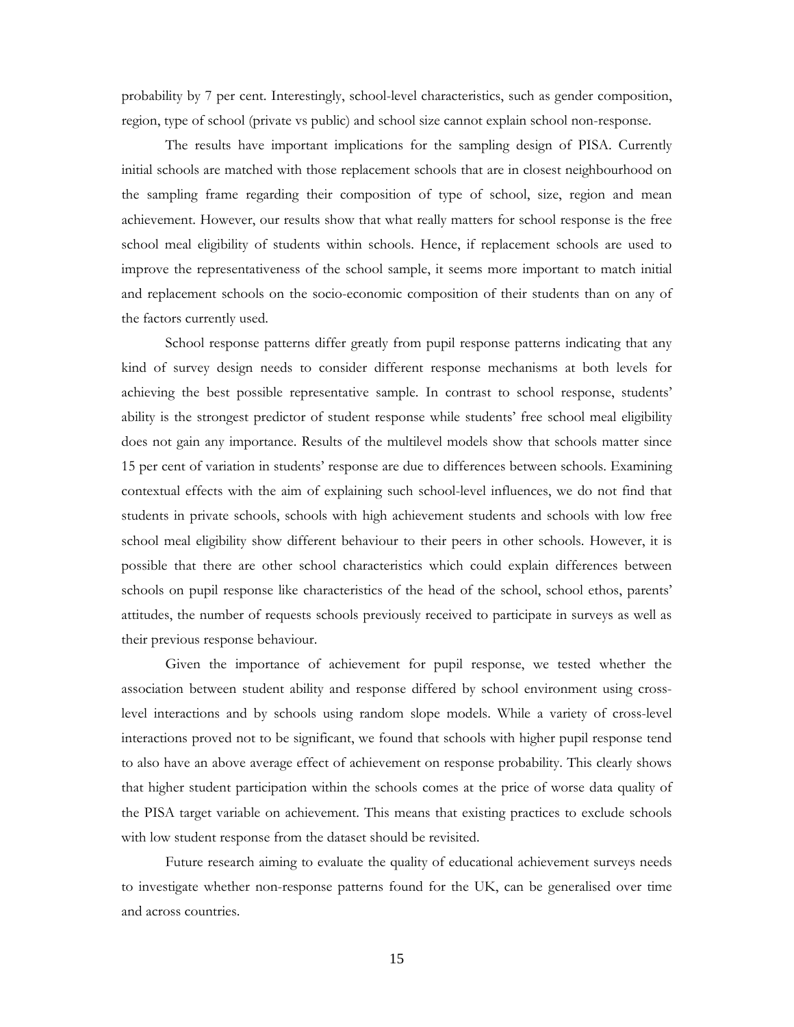probability by 7 per cent. Interestingly, school-level characteristics, such as gender composition, region, type of school (private vs public) and school size cannot explain school non-response.

The results have important implications for the sampling design of PISA. Currently initial schools are matched with those replacement schools that are in closest neighbourhood on the sampling frame regarding their composition of type of school, size, region and mean achievement. However, our results show that what really matters for school response is the free school meal eligibility of students within schools. Hence, if replacement schools are used to improve the representativeness of the school sample, it seems more important to match initial and replacement schools on the socio-economic composition of their students than on any of the factors currently used.

School response patterns differ greatly from pupil response patterns indicating that any kind of survey design needs to consider different response mechanisms at both levels for achieving the best possible representative sample. In contrast to school response, students' ability is the strongest predictor of student response while students' free school meal eligibility does not gain any importance. Results of the multilevel models show that schools matter since 15 per cent of variation in students' response are due to differences between schools. Examining contextual effects with the aim of explaining such school-level influences, we do not find that students in private schools, schools with high achievement students and schools with low free school meal eligibility show different behaviour to their peers in other schools. However, it is possible that there are other school characteristics which could explain differences between schools on pupil response like characteristics of the head of the school, school ethos, parents' attitudes, the number of requests schools previously received to participate in surveys as well as their previous response behaviour.

Given the importance of achievement for pupil response, we tested whether the association between student ability and response differed by school environment using cross-level interactions and by schools using random slope models. While a variety of cross-level interactions proved not to be significant, we found that schools with higher pupil response tend to also have an above average effect of achievement on response probability. This clearly shows that higher student participation within the schools comes at the price of worse data quality of the PISA target variable on achievement. This means that existing practices to exclude schools with low student response from the dataset should be revisited.

Future research aiming to evaluate the quality of educational achievement surveys needs to investigate whether non-response patterns found for the UK, can be generalised over time and across countries.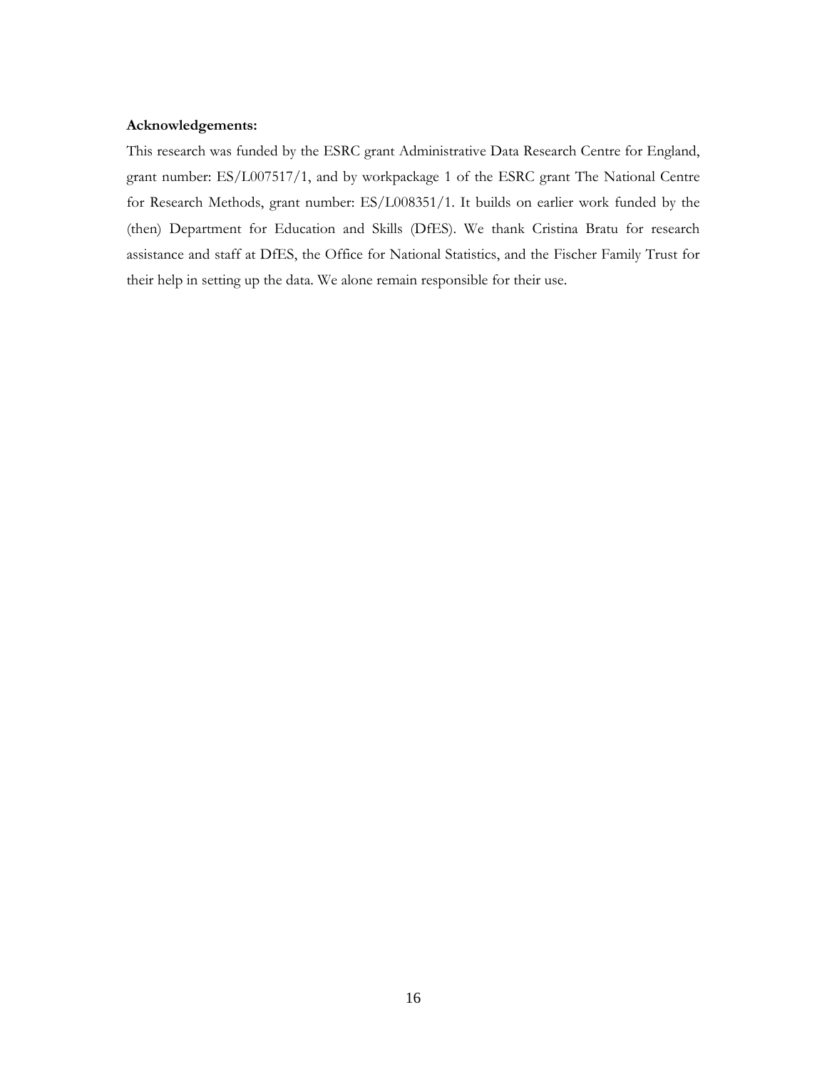**Acknowledgements:**

This research was funded by the ESRC grant Administrative Data Research Centre for England, grant number: ES/L007517/1, and by workpackage 1 of the ESRC grant The National Centre for Research Methods, grant number: ES/L008351/1. It builds on earlier work funded by the (then) Department for Education and Skills (DfES). We thank Cristina Bratu for research assistance and staff at DfES, the Office for National Statistics, and the Fischer Family Trust for their help in setting up the data. We alone remain responsible for their use.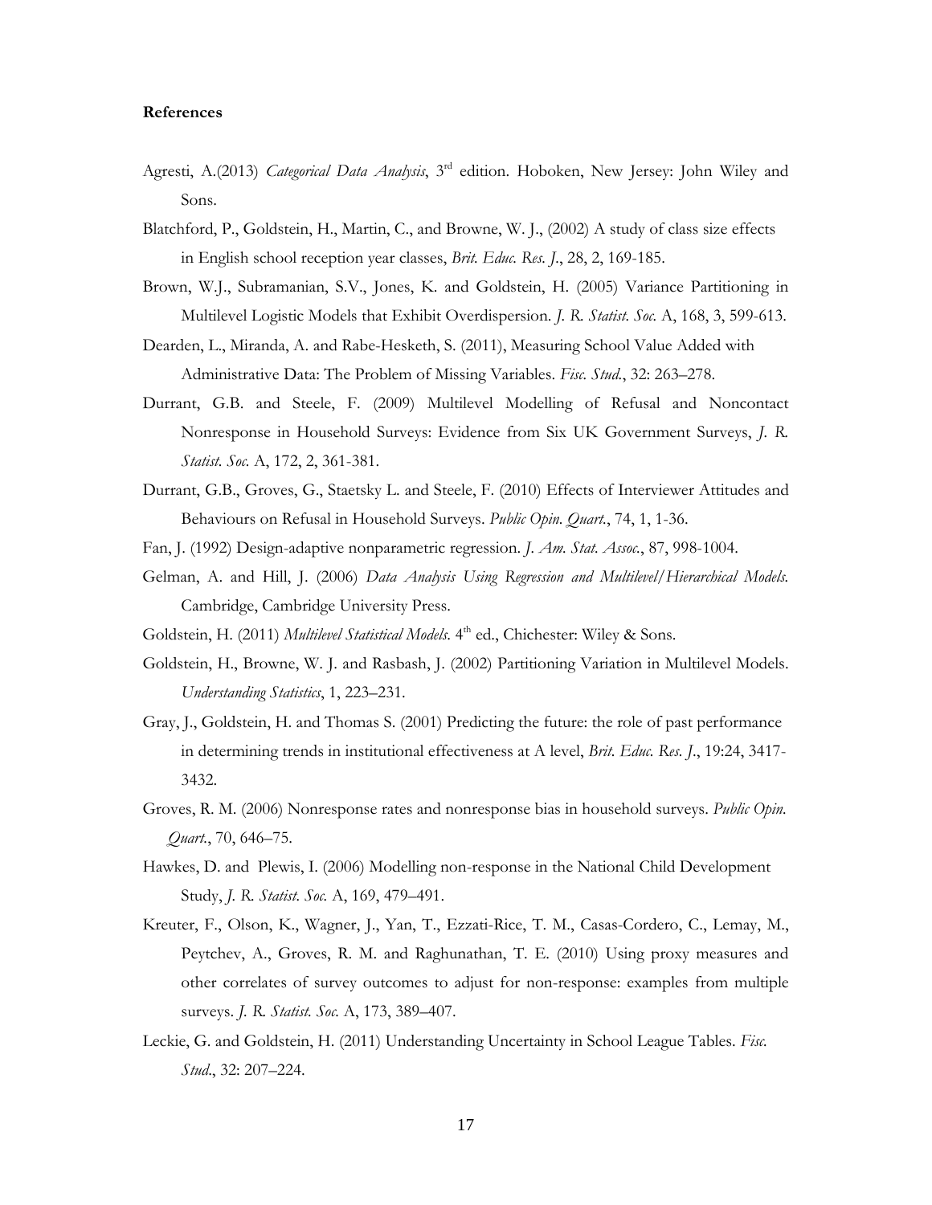### References

Agresti, A.(2013) *Categorical Data Analysis*, 3rd edition. Hoboken, New Jersey: John Wiley and Sons.

Blatchford, P., Goldstein, H., Martin, C., and Browne, W. J., (2002) A study of class size effects in English school reception year classes, *Brit. Educ. Res. J.*, 28, 2, 169-185.

Brown, W.J., Subramanian, S.V., Jones, K. and Goldstein, H. (2005) Variance Partitioning in Multilevel Logistic Models that Exhibit Overdispersion. *J. R. Statist. Soc.* A, 168, 3, 599-613.

Dearden, L., Miranda, A. and Rabe-Hesketh, S. (2011), Measuring School Value Added with Administrative Data: The Problem of Missing Variables. *Fisc. Stud.*, 32: 263–278.

Durrant, G.B. and Steele, F. (2009) Multilevel Modelling of Refusal and Noncontact Nonresponse in Household Surveys: Evidence from Six UK Government Surveys, *J. R. Statist. Soc.* A, 172, 2, 361-381.

Durrant, G.B., Groves, G., Staetsky L. and Steele, F. (2010) Effects of Interviewer Attitudes and Behaviours on Refusal in Household Surveys. *Public Opin. Quart.*, 74, 1, 1-36.

Fan, J. (1992) Design-adaptive nonparametric regression. *J. Am. Stat. Assoc.*, 87, 998-1004.

Gelman, A. and Hill, J. (2006) *Data Analysis Using Regression and Multilevel/Hierarchical Models.* Cambridge, Cambridge University Press.

Goldstein, H. (2011) *Multilevel Statistical Models.* 4th ed., Chichester: Wiley & Sons.

Goldstein, H., Browne, W. J. and Rasbash, J. (2002) Partitioning Variation in Multilevel Models. *Understanding Statistics*, 1, 223–231.

Gray, J., Goldstein, H. and Thomas S. (2001) Predicting the future: the role of past performance in determining trends in institutional effectiveness at A level, *Brit. Educ. Res. J.*, 19:24, 3417-3432.

Groves, R. M. (2006) Nonresponse rates and nonresponse bias in household surveys. *Public Opin. Quart.*, 70, 646–75.

Hawkes, D. and Plewis, I. (2006) Modelling non-response in the National Child Development Study, *J. R. Statist. Soc.* A, 169, 479–491.

Kreuter, F., Olson, K., Wagner, J., Yan, T., Ezzati-Rice, T. M., Casas-Cordero, C., Lemay, M., Peytchev, A., Groves, R. M. and Raghunathan, T. E. (2010) Using proxy measures and other correlates of survey outcomes to adjust for non-response: examples from multiple surveys. *J. R. Statist. Soc.* A, 173, 389–407.

Leckie, G. and Goldstein, H. (2011) Understanding Uncertainty in School League Tables. *Fisc. Stud.*, 32: 207–224.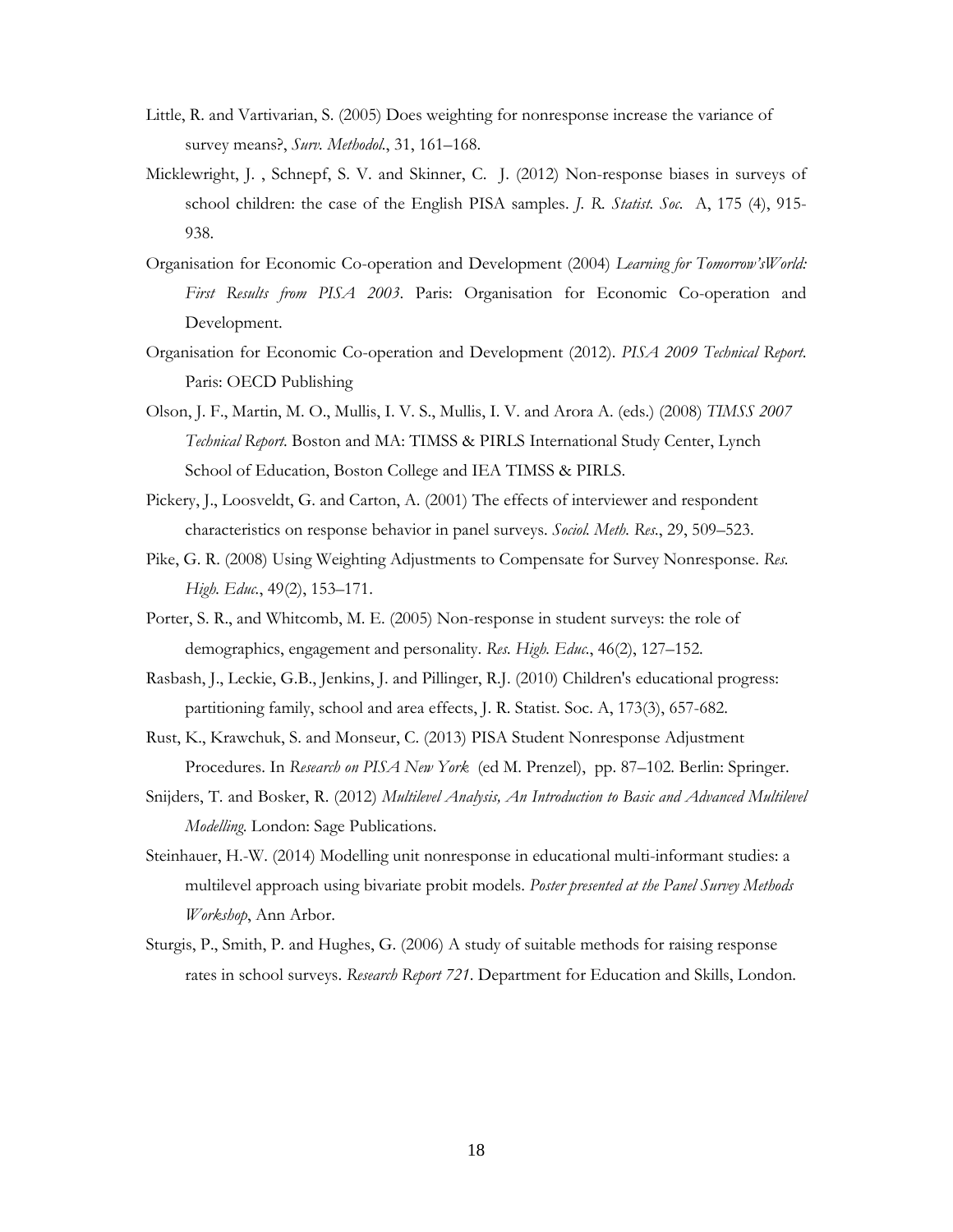Little, R. and Vartivarian, S. (2005) Does weighting for nonresponse increase the variance of survey means?, *Surv. Methodol.*, 31, 161–168.

Micklewright, J. , Schnepf, S. V. and Skinner, C. J. (2012) Non-response biases in surveys of school children: the case of the English PISA samples. *J. R. Statist. Soc.* A, 175 (4), 915-938.

Organisation for Economic Co-operation and Development (2004) *Learning for Tomorrow'sWorld: First Results from PISA 2003*. Paris: Organisation for Economic Co-operation and Development.

Organisation for Economic Co-operation and Development (2012). *PISA 2009 Technical Report.* Paris: OECD Publishing

Olson, J. F., Martin, M. O., Mullis, I. V. S., Mullis, I. V. and Arora A. (eds.) (2008) *TIMSS 2007 Technical Report.* Boston and MA: TIMSS & PIRLS International Study Center, Lynch School of Education, Boston College and IEA TIMSS & PIRLS.

Pickery, J., Loosveldt, G. and Carton, A. (2001) The effects of interviewer and respondent characteristics on response behavior in panel surveys. *Sociol. Meth. Res.*, 29, 509–523.

Pike, G. R. (2008) Using Weighting Adjustments to Compensate for Survey Nonresponse. *Res. High. Educ.*, 49(2), 153–171.

Porter, S. R., and Whitcomb, M. E. (2005) Non-response in student surveys: the role of demographics, engagement and personality. *Res. High. Educ.*, 46(2), 127–152.

Rasbash, J., Leckie, G.B., Jenkins, J. and Pillinger, R.J. (2010) Children's educational progress: partitioning family, school and area effects, J. R. Statist. Soc. A, 173(3), 657-682.

Rust, K., Krawchuk, S. and Monseur, C. (2013) PISA Student Nonresponse Adjustment Procedures. In *Research on PISA New York* (ed M. Prenzel), pp. 87–102. Berlin: Springer.

Snijders, T. and Bosker, R. (2012) *Multilevel Analysis, An Introduction to Basic and Advanced Multilevel Modelling.* London: Sage Publications.

Steinhauer, H.-W. (2014) Modelling unit nonresponse in educational multi-informant studies: a multilevel approach using bivariate probit models. *Poster presented at the Panel Survey Methods Workshop*, Ann Arbor.

Sturgis, P., Smith, P. and Hughes, G. (2006) A study of suitable methods for raising response rates in school surveys. *Research Report 721*. Department for Education and Skills, London.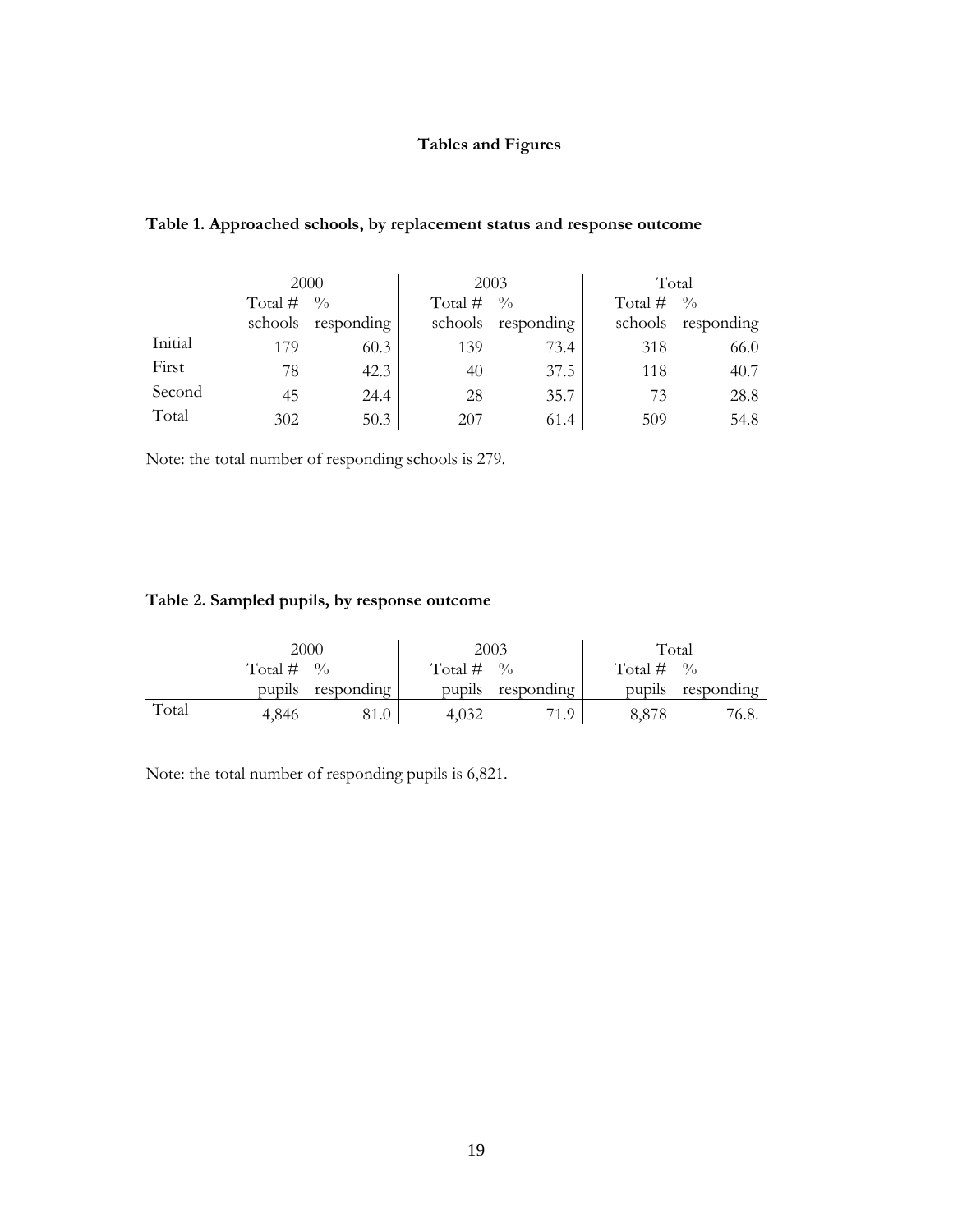# Tables and Figures

**Table 1. Approached schools, by replacement status and response outcome**

| | 2000 | | 2003 | | Total | |
|---|---|---|---|---|---|---|
| | Total # schools | % responding | Total # schools | % responding | Total # schools | % responding |
| Initial | 179 | 60.3 | 139 | 73.4 | 318 | 66.0 |
| First | 78 | 42.3 | 40 | 37.5 | 118 | 40.7 |
| Second | 45 | 24.4 | 28 | 35.7 | 73 | 28.8 |
| Total | 302 | 50.3 | 207 | 61.4 | 509 | 54.8 |

Note: the total number of responding schools is 279.

**Table 2. Sampled pupils, by response outcome**

| | 2000 | | 2003 | | Total | |
|---|---|---|---|---|---|---|
| | Total # pupils | % responding | Total # pupils | % responding | Total # pupils | % responding |
| Total | 4,846 | 81.0 | 4,032 | 71.9 | 8,878 | 76.8. |

Note: the total number of responding pupils is 6,821.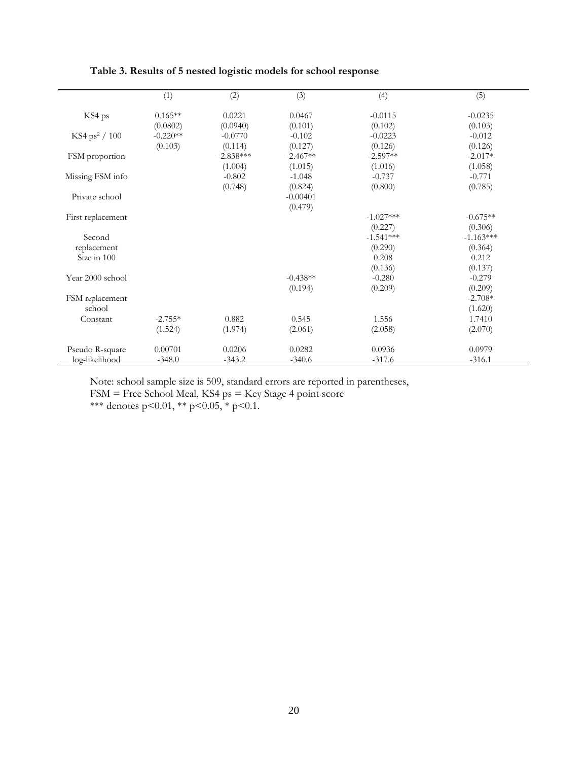**Table 3. Results of 5 nested logistic models for school response**

| | (1) | (2) | (3) | (4) | (5) |
|---|---|---|---|---|---|
| KS4 ps | 0.165** | 0.0221 | 0.0467 | -0.0115 | -0.0235 |
| | (0.0802) | (0.0940) | (0.101) | (0.102) | (0.103) |
| KS4 ps$^2$ / 100 | -0.220** | -0.0770 | -0.102 | -0.0223 | -0.012 |
| | (0.103) | (0.114) | (0.127) | (0.126) | (0.126) |
| FSM proportion | | -2.838*** | -2.467** | -2.597** | -2.017* |
| | | (1.004) | (1.015) | (1.016) | (1.058) |
| Missing FSM info | | -0.802 | -1.048 | -0.737 | -0.771 |
| | | (0.748) | (0.824) | (0.800) | (0.785) |
| Private school | | | -0.00401 | | |
| | | | (0.479) | | |
| First replacement | | | | -1.027*** | -0.675** |
| | | | | (0.227) | (0.306) |
| Second replacement | | | | -1.541*** | -1.163*** |
| | | | | (0.290) | (0.364) |
| Size in 100 | | | | 0.208 | 0.212 |
| | | | | (0.136) | (0.137) |
| Year 2000 school | | | -0.438** | -0.280 | -0.279 |
| | | | (0.194) | (0.209) | (0.209) |
| FSM replacement school | | | | | -2.708* |
| | | | | | (1.620) |
| Constant | -2.755* | 0.882 | 0.545 | 1.556 | 1.7410 |
| | (1.524) | (1.974) | (2.061) | (2.058) | (2.070) |
| Pseudo R-square | 0.00701 | 0.0206 | 0.0282 | 0.0936 | 0.0979 |
| log-likelihood | -348.0 | -343.2 | -340.6 | -317.6 | -316.1 |

Note: school sample size is 509, standard errors are reported in parentheses,
FSM = Free School Meal, KS4 ps = Key Stage 4 point score
*** denotes $p<0.01$, ** $p<0.05$, * $p<0.1$.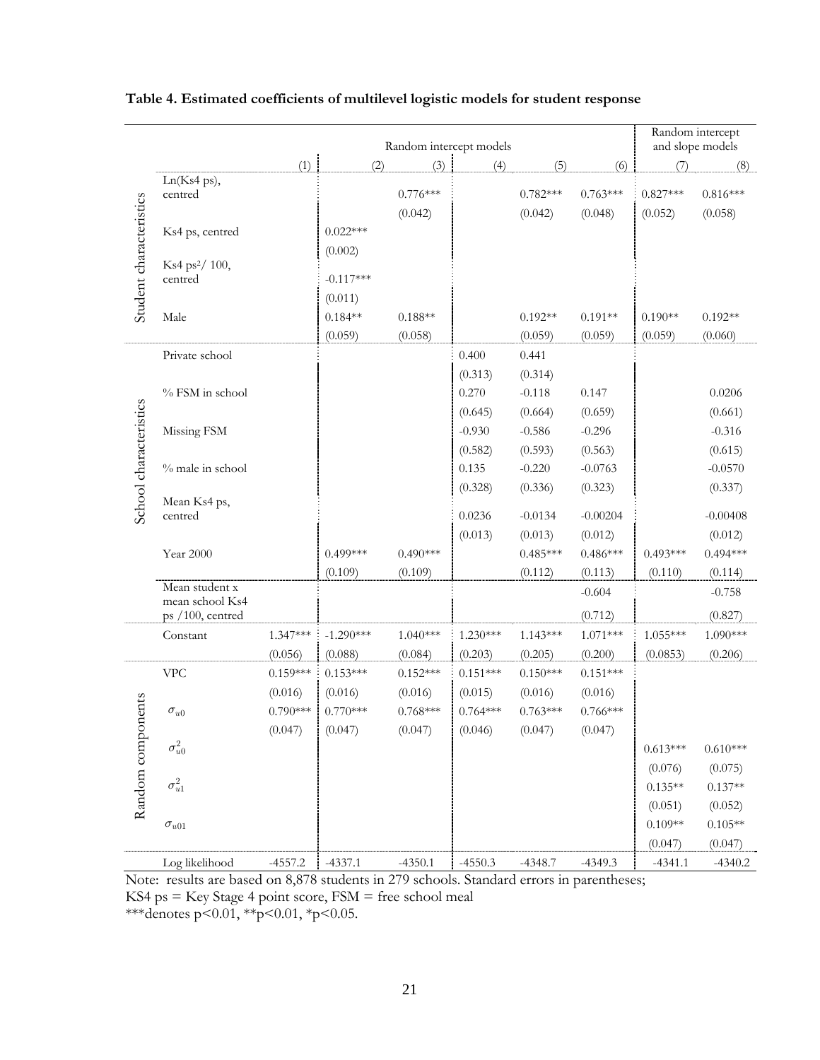**Table 4. Estimated coefficients of multilevel logistic models for student response**

| | | Random intercept models | | | | | | Random intercept and slope models | |
|---|---|---|---|---|---|---|---|---|---|
| | | (1) | (2) | (3) | (4) | (5) | (6) | (7) | (8) |
| Student characteristics | Ln(Ks4 ps), centred | | | 0.776*** | | 0.782*** | 0.763*** | 0.827*** | 0.816*** |
| | | | | (0.042) | | (0.042) | (0.048) | (0.052) | (0.058) |
| | Ks4 ps, centred | | 0.022*** | | | | | | |
| | | | (0.002) | | | | | | |
| | Ks4 ps²/ 100, centred | | -0.117*** | | | | | | |
| | | | (0.011) | | | | | | |
| | Male | | 0.184** | 0.188** | | 0.192** | 0.191** | 0.190** | 0.192** |
| | | | (0.059) | (0.058) | | (0.059) | (0.059) | (0.059) | (0.060) |
| School characteristics | Private school | | | | 0.400 | 0.441 | | | |
| | | | | | (0.313) | (0.314) | | | |
| | % FSM in school | | | | 0.270 | -0.118 | 0.147 | | 0.0206 |
| | | | | | (0.645) | (0.664) | (0.659) | | (0.661) |
| | Missing FSM | | | | -0.930 | -0.586 | -0.296 | | -0.316 |
| | | | | | (0.582) | (0.593) | (0.563) | | (0.615) |
| | % male in school | | | | 0.135 | -0.220 | -0.0763 | | -0.0570 |
| | | | | | (0.328) | (0.336) | (0.323) | | (0.337) |
| | Mean Ks4 ps, centred | | | | 0.0236 | -0.0134 | -0.00204 | | -0.00408 |
| | | | | | (0.013) | (0.013) | (0.012) | | (0.012) |
| | Year 2000 | | 0.499*** | 0.490*** | | 0.485*** | 0.486*** | 0.493*** | 0.494*** |
| | | | (0.109) | (0.109) | | (0.112) | (0.113) | (0.110) | (0.114) |
| | Mean student x mean school Ks4 ps /100, centred | | | | | | -0.604 | | -0.758 |
| | | | | | | | (0.712) | | (0.827) |
| | Constant | 1.347*** | -1.290*** | 1.040*** | 1.230*** | 1.143*** | 1.071*** | 1.055*** | 1.090*** |
| | | (0.056) | (0.088) | (0.084) | (0.203) | (0.205) | (0.200) | (0.0853) | (0.206) |
| Random components | VPC | 0.159*** | 0.153*** | 0.152*** | 0.151*** | 0.150*** | 0.151*** | | |
| | | (0.016) | (0.016) | (0.016) | (0.015) | (0.016) | (0.016) | | |
| | $\sigma_{u0}$ | 0.790*** | 0.770*** | 0.768*** | 0.764*** | 0.763*** | 0.766*** | | |
| | | (0.047) | (0.047) | (0.047) | (0.046) | (0.047) | (0.047) | | |
| | $\sigma^2_{u0}$ | | | | | | | 0.613*** | 0.610*** |
| | | | | | | | | (0.076) | (0.075) |
| | $\sigma^2_{u1}$ | | | | | | | 0.135** | 0.137** |
| | | | | | | | | (0.051) | (0.052) |
| | $\sigma_{u01}$ | | | | | | | 0.109** | 0.105** |
| | | | | | | | | (0.047) | (0.047) |
| | Log likelihood | -4557.2 | -4337.1 | -4350.1 | -4550.3 | -4348.7 | -4349.3 | -4341.1 | -4340.2 |

Note: results are based on 8,878 students in 279 schools. Standard errors in parentheses;
KS4 ps = Key Stage 4 point score, FSM = free school meal
***denotes $p<0.01$, **$p<0.01$, *$p<0.05$.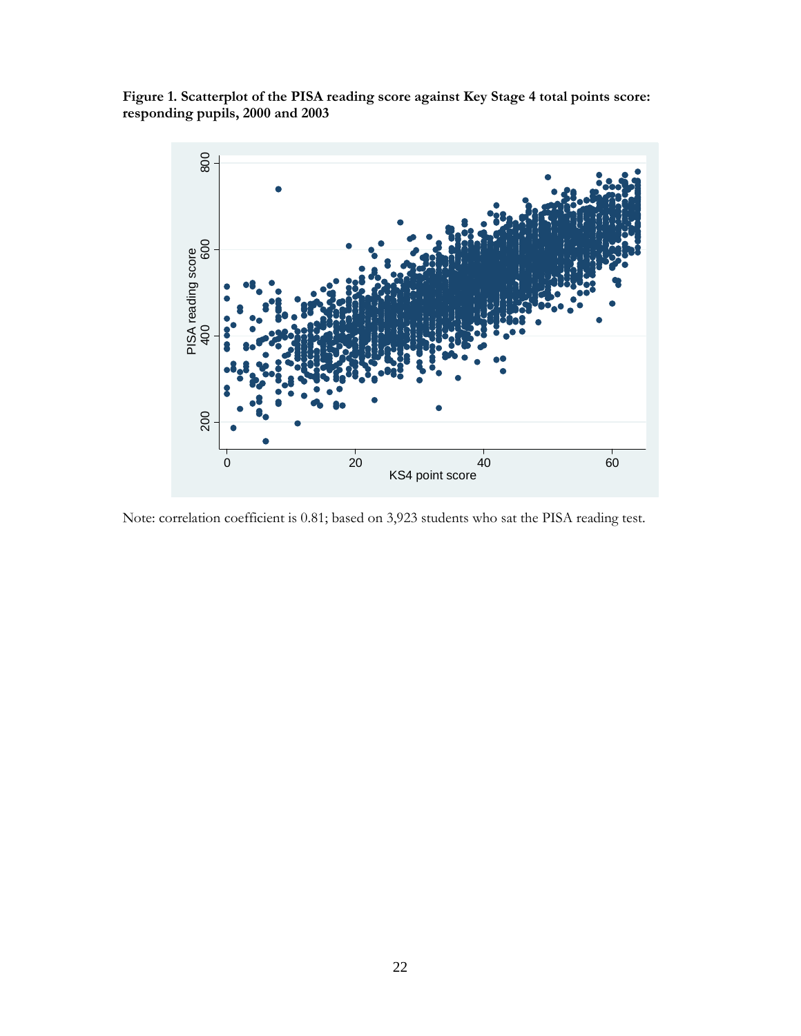**Figure 1. Scatterplot of the PISA reading score against Key Stage 4 total points score: responding pupils, 2000 and 2003**

Note: correlation coefficient is 0.81; based on 3,923 students who sat the PISA reading test.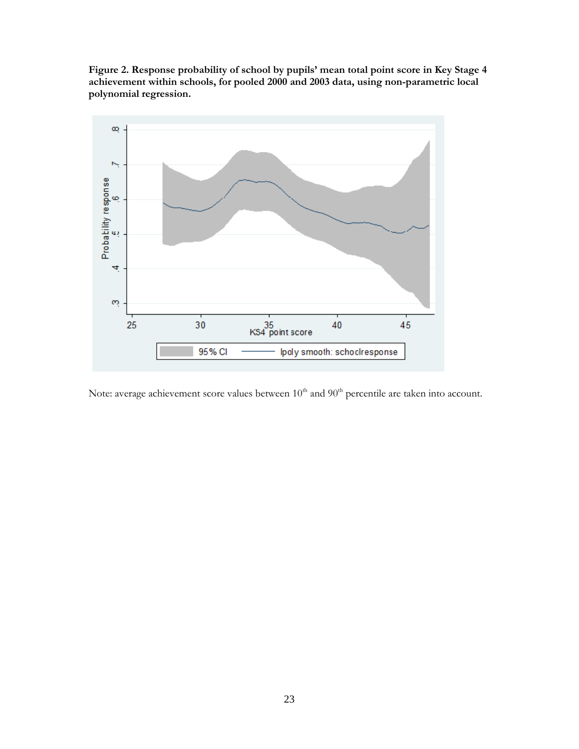**Figure 2. Response probability of school by pupils' mean total point score in Key Stage 4 achievement within schools, for pooled 2000 and 2003 data, using non-parametric local polynomial regression.**

Note: average achievement score values between 10[th] and 90[th] percentile are taken into account.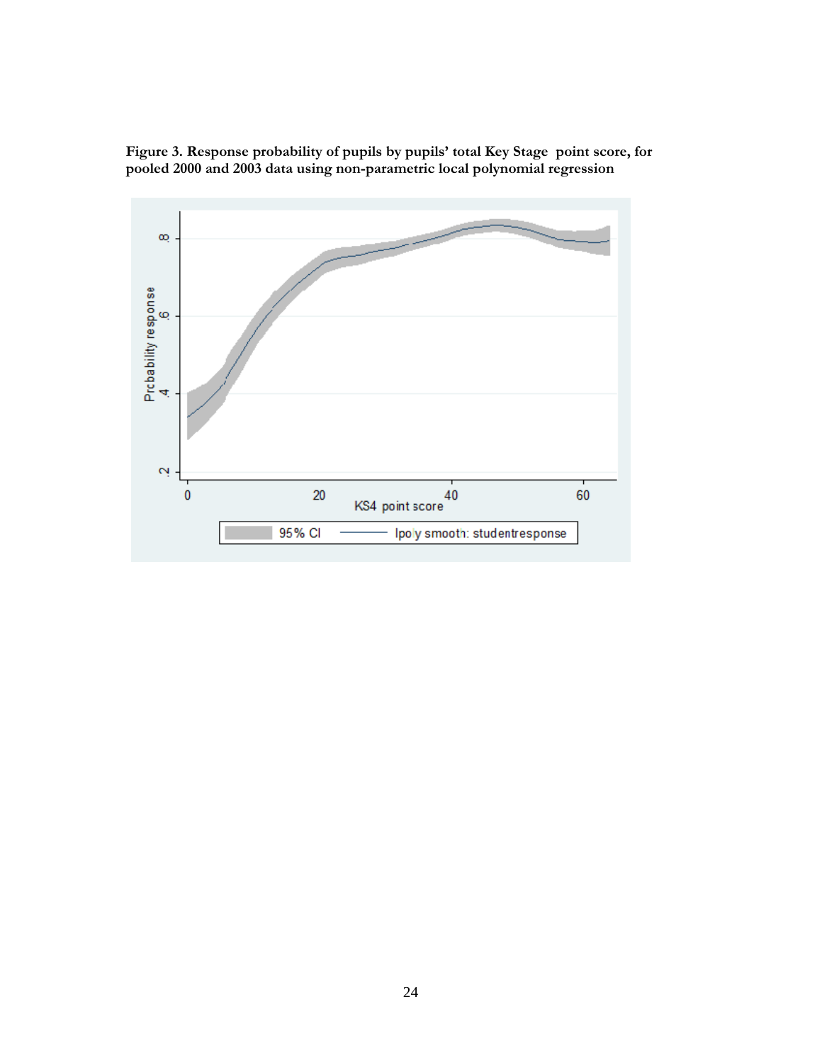**Figure 3. Response probability of pupils by pupils' total Key Stage point score, for pooled 2000 and 2003 data using non-parametric local polynomial regression**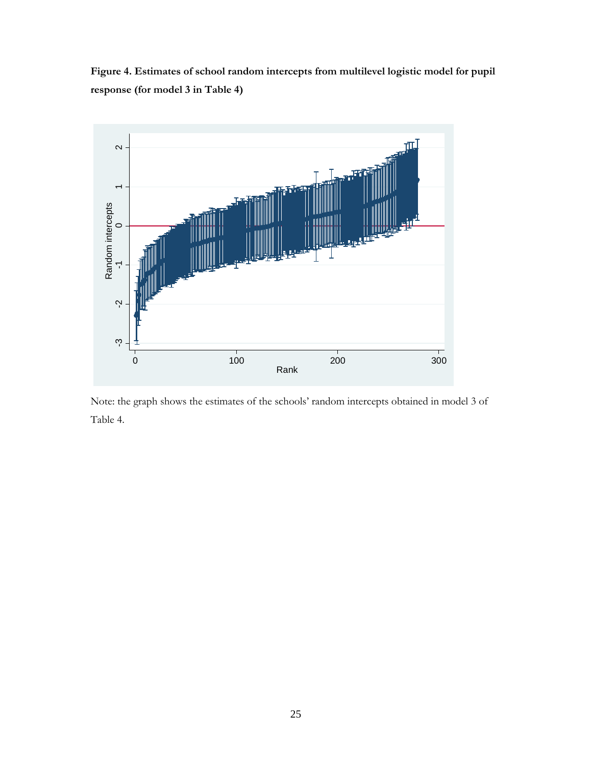**Figure 4. Estimates of school random intercepts from multilevel logistic model for pupil response (for model 3 in Table 4)**

Note: the graph shows the estimates of the schools' random intercepts obtained in model 3 of Table 4.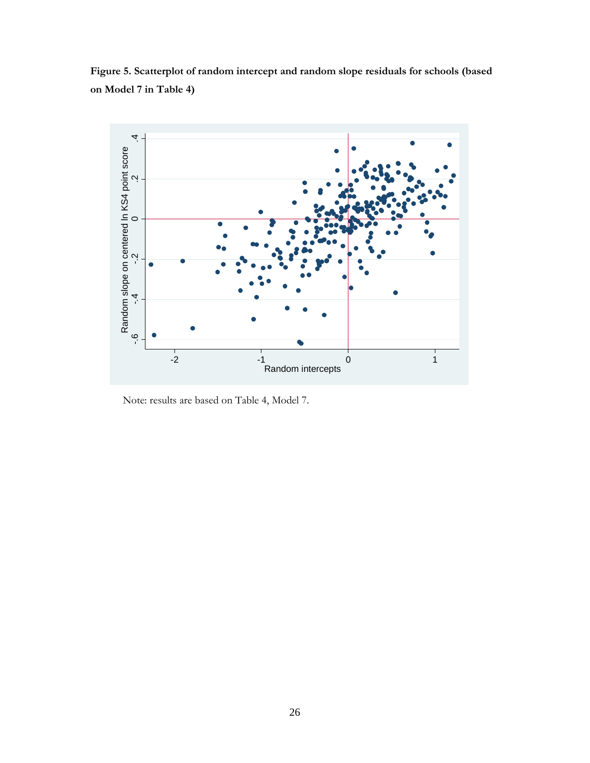**Figure 5. Scatterplot of random intercept and random slope residuals for schools (based on Model 7 in Table 4)**

Random slope on centered ln KS4 point score

.4

.2

0

-.2

-.4

-.6

-2

-1

0

1

Random intercepts

Note: results are based on Table 4, Model 7.